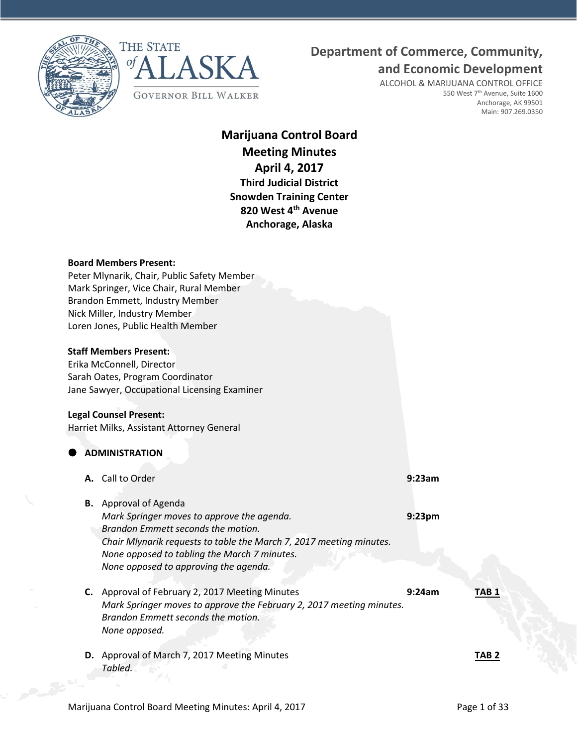THE STATE of ALASKA

GOVERNOR BILL WALKER

**Department of Commerce, Community, and Economic Development**

ALCOHOL & MARIJUANA CONTROL OFFICE
550 West 7th Avenue, Suite 1600
Anchorage, AK 99501
Main: 907.269.0350

# Marijuana Control Board Meeting Minutes
## April 4, 2017
### Third Judicial District
### Snowden Training Center
### 820 West 4th Avenue
### Anchorage, Alaska

**Board Members Present:**
Peter Mlynarik, Chair, Public Safety Member
Mark Springer, Vice Chair, Rural Member
Brandon Emmett, Industry Member
Nick Miller, Industry Member
Loren Jones, Public Health Member

**Staff Members Present:**
Erika McConnell, Director
Sarah Oates, Program Coordinator
Jane Sawyer, Occupational Licensing Examiner

**Legal Counsel Present:**
Harriet Milks, Assistant Attorney General

- **ADMINISTRATION**

**A.** Call to Order — **9:23am**

**B.** Approval of Agenda
*Mark Springer moves to approve the agenda.* — **9:23pm**
*Brandon Emmett seconds the motion.*
*Chair Mlynarik requests to table the March 7, 2017 meeting minutes.*
*None opposed to tabling the March 7 minutes.*
*None opposed to approving the agenda.*

**C.** Approval of February 2, 2017 Meeting Minutes — **9:24am** — **TAB 1**
*Mark Springer moves to approve the February 2, 2017 meeting minutes.*
*Brandon Emmett seconds the motion.*
*None opposed.*

**D.** Approval of March 7, 2017 Meeting Minutes — **TAB 2**
*Tabled.*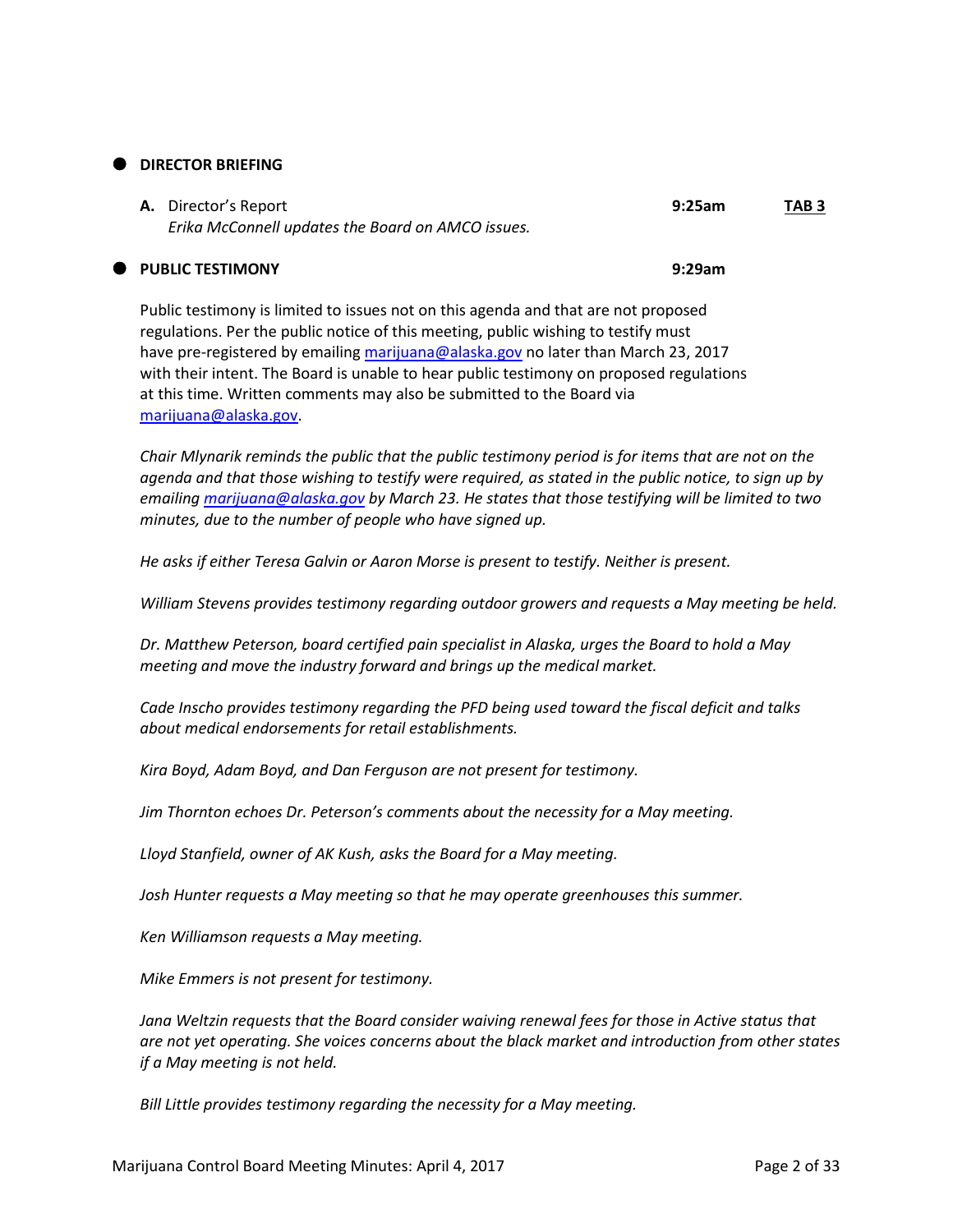- **DIRECTOR BRIEFING**

   **A.** Director's Report **9:25am** **TAB 3**
   *Erika McConnell updates the Board on AMCO issues.*

- **PUBLIC TESTIMONY** **9:29am**

Public testimony is limited to issues not on this agenda and that are not proposed regulations. Per the public notice of this meeting, public wishing to testify must have pre-registered by emailing marijuana@alaska.gov no later than March 23, 2017 with their intent. The Board is unable to hear public testimony on proposed regulations at this time. Written comments may also be submitted to the Board via marijuana@alaska.gov.

*Chair Mlynarik reminds the public that the public testimony period is for items that are not on the agenda and that those wishing to testify were required, as stated in the public notice, to sign up by emailing marijuana@alaska.gov by March 23. He states that those testifying will be limited to two minutes, due to the number of people who have signed up.*

*He asks if either Teresa Galvin or Aaron Morse is present to testify. Neither is present.*

*William Stevens provides testimony regarding outdoor growers and requests a May meeting be held.*

*Dr. Matthew Peterson, board certified pain specialist in Alaska, urges the Board to hold a May meeting and move the industry forward and brings up the medical market.*

*Cade Inscho provides testimony regarding the PFD being used toward the fiscal deficit and talks about medical endorsements for retail establishments.*

*Kira Boyd, Adam Boyd, and Dan Ferguson are not present for testimony.*

*Jim Thornton echoes Dr. Peterson's comments about the necessity for a May meeting.*

*Lloyd Stanfield, owner of AK Kush, asks the Board for a May meeting.*

*Josh Hunter requests a May meeting so that he may operate greenhouses this summer.*

*Ken Williamson requests a May meeting.*

*Mike Emmers is not present for testimony.*

*Jana Weltzin requests that the Board consider waiving renewal fees for those in Active status that are not yet operating. She voices concerns about the black market and introduction from other states if a May meeting is not held.*

*Bill Little provides testimony regarding the necessity for a May meeting.*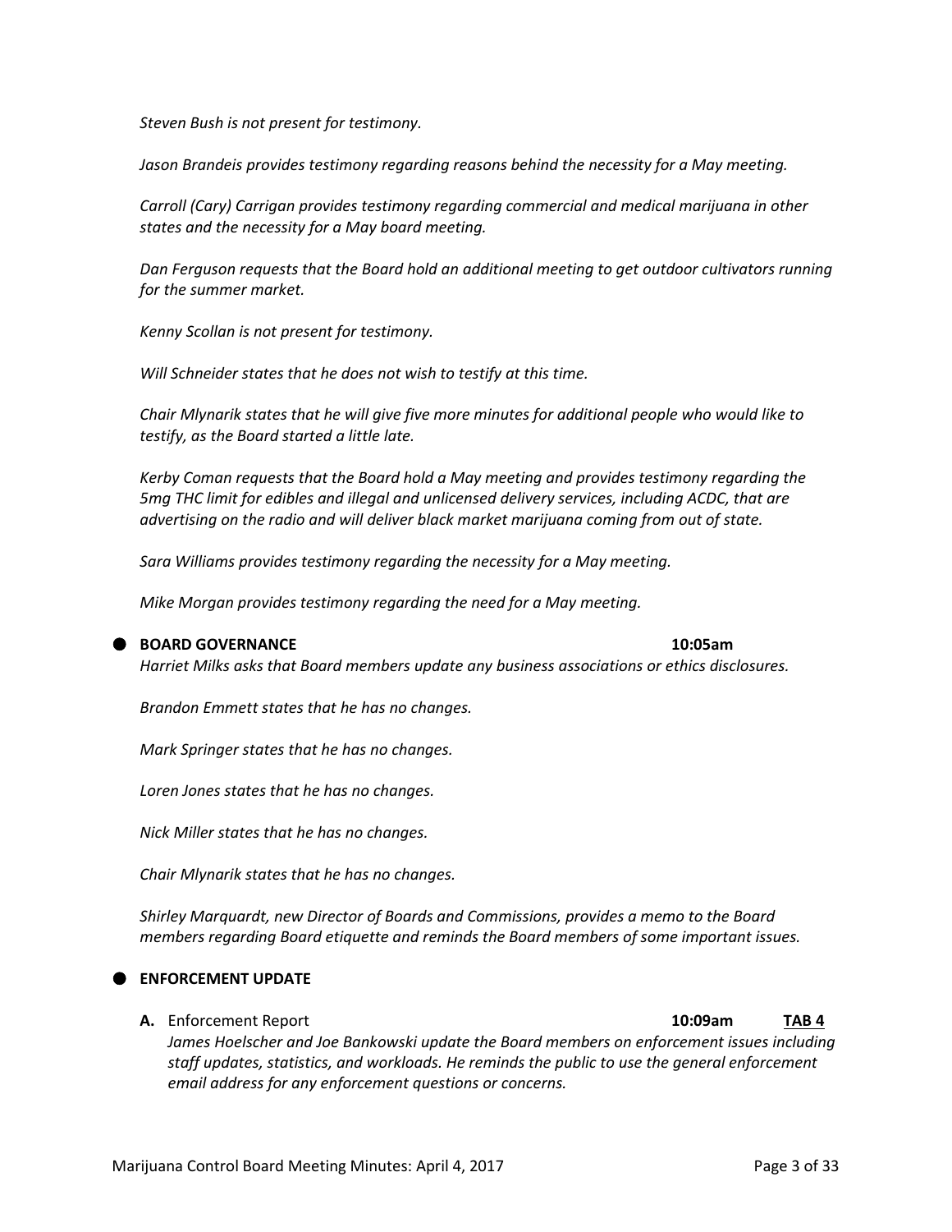*Steven Bush is not present for testimony.*

*Jason Brandeis provides testimony regarding reasons behind the necessity for a May meeting.*

*Carroll (Cary) Carrigan provides testimony regarding commercial and medical marijuana in other states and the necessity for a May board meeting.*

*Dan Ferguson requests that the Board hold an additional meeting to get outdoor cultivators running for the summer market.*

*Kenny Scollan is not present for testimony.*

*Will Schneider states that he does not wish to testify at this time.*

*Chair Mlynarik states that he will give five more minutes for additional people who would like to testify, as the Board started a little late.*

*Kerby Coman requests that the Board hold a May meeting and provides testimony regarding the 5mg THC limit for edibles and illegal and unlicensed delivery services, including ACDC, that are advertising on the radio and will deliver black market marijuana coming from out of state.*

*Sara Williams provides testimony regarding the necessity for a May meeting.*

*Mike Morgan provides testimony regarding the need for a May meeting.*

- **BOARD GOVERNANCE** **10:05am**

*Harriet Milks asks that Board members update any business associations or ethics disclosures.*

*Brandon Emmett states that he has no changes.*

*Mark Springer states that he has no changes.*

*Loren Jones states that he has no changes.*

*Nick Miller states that he has no changes.*

*Chair Mlynarik states that he has no changes.*

*Shirley Marquardt, new Director of Boards and Commissions, provides a memo to the Board members regarding Board etiquette and reminds the Board members of some important issues.*

- **ENFORCEMENT UPDATE**

**A.** Enforcement Report **10:09am** **<u>TAB 4</u>**

*James Hoelscher and Joe Bankowski update the Board members on enforcement issues including staff updates, statistics, and workloads. He reminds the public to use the general enforcement email address for any enforcement questions or concerns.*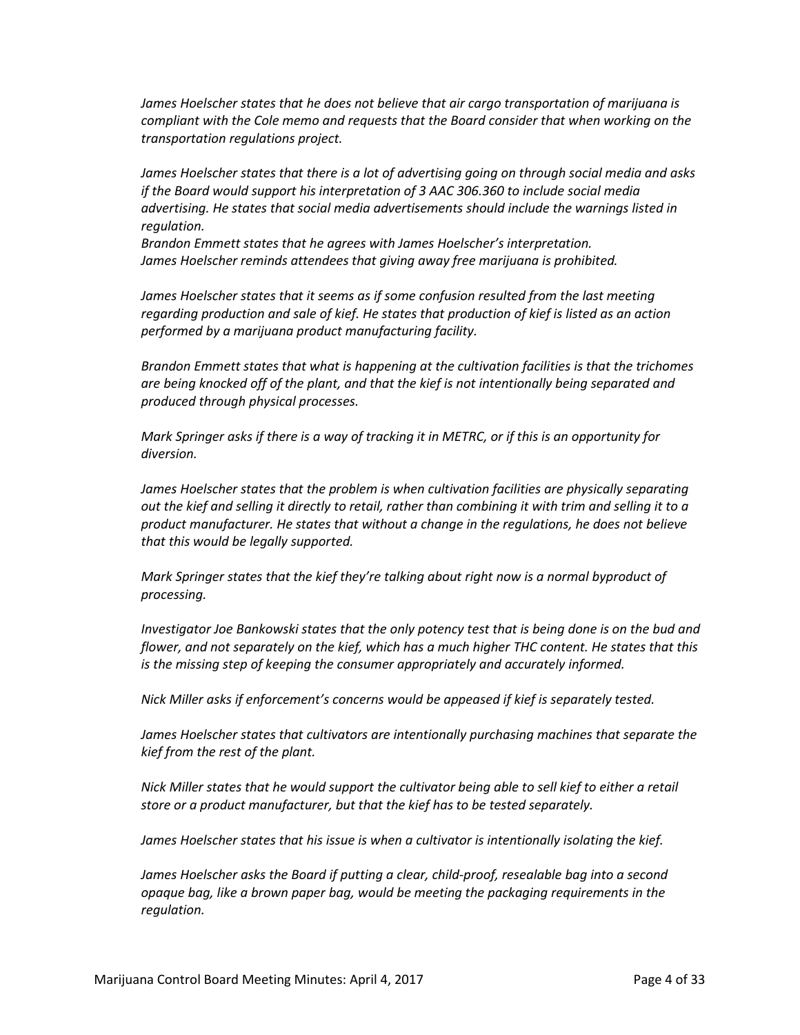*James Hoelscher states that he does not believe that air cargo transportation of marijuana is compliant with the Cole memo and requests that the Board consider that when working on the transportation regulations project.*

*James Hoelscher states that there is a lot of advertising going on through social media and asks if the Board would support his interpretation of 3 AAC 306.360 to include social media advertising. He states that social media advertisements should include the warnings listed in regulation.*
*Brandon Emmett states that he agrees with James Hoelscher's interpretation.*
*James Hoelscher reminds attendees that giving away free marijuana is prohibited.*

*James Hoelscher states that it seems as if some confusion resulted from the last meeting regarding production and sale of kief. He states that production of kief is listed as an action performed by a marijuana product manufacturing facility.*

*Brandon Emmett states that what is happening at the cultivation facilities is that the trichomes are being knocked off of the plant, and that the kief is not intentionally being separated and produced through physical processes.*

*Mark Springer asks if there is a way of tracking it in METRC, or if this is an opportunity for diversion.*

*James Hoelscher states that the problem is when cultivation facilities are physically separating out the kief and selling it directly to retail, rather than combining it with trim and selling it to a product manufacturer. He states that without a change in the regulations, he does not believe that this would be legally supported.*

*Mark Springer states that the kief they're talking about right now is a normal byproduct of processing.*

*Investigator Joe Bankowski states that the only potency test that is being done is on the bud and flower, and not separately on the kief, which has a much higher THC content. He states that this is the missing step of keeping the consumer appropriately and accurately informed.*

*Nick Miller asks if enforcement's concerns would be appeased if kief is separately tested.*

*James Hoelscher states that cultivators are intentionally purchasing machines that separate the kief from the rest of the plant.*

*Nick Miller states that he would support the cultivator being able to sell kief to either a retail store or a product manufacturer, but that the kief has to be tested separately.*

*James Hoelscher states that his issue is when a cultivator is intentionally isolating the kief.*

*James Hoelscher asks the Board if putting a clear, child-proof, resealable bag into a second opaque bag, like a brown paper bag, would be meeting the packaging requirements in the regulation.*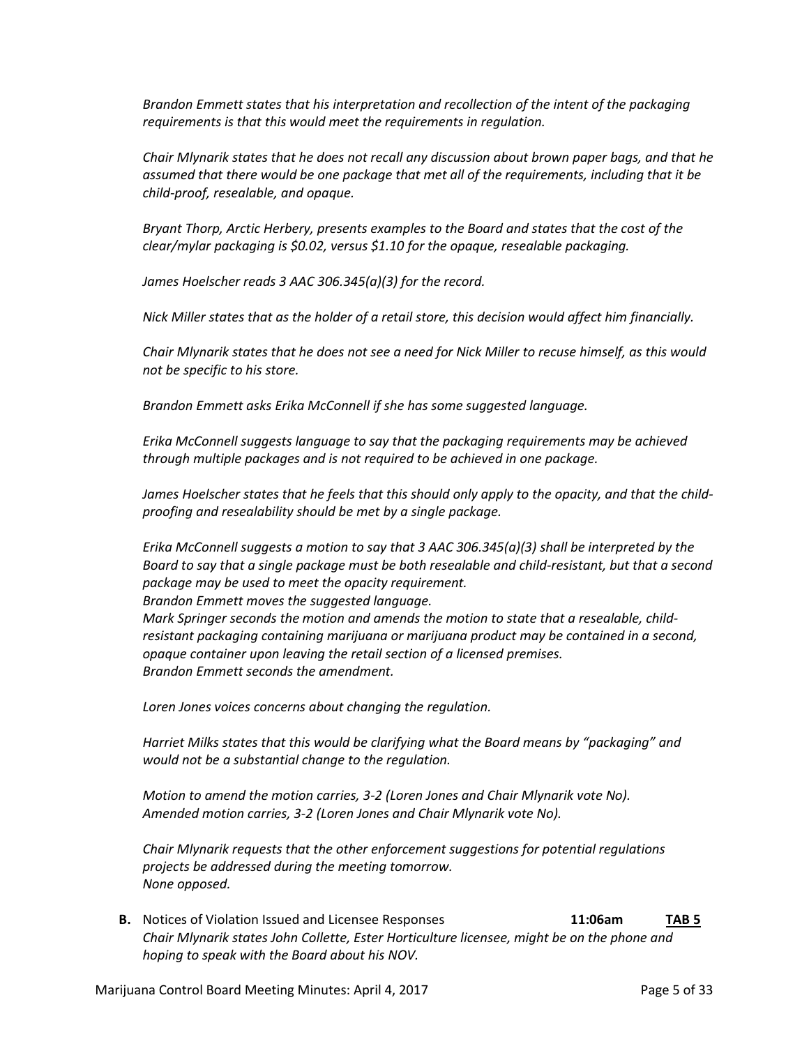*Brandon Emmett states that his interpretation and recollection of the intent of the packaging requirements is that this would meet the requirements in regulation.*

*Chair Mlynarik states that he does not recall any discussion about brown paper bags, and that he assumed that there would be one package that met all of the requirements, including that it be child-proof, resealable, and opaque.*

*Bryant Thorp, Arctic Herbery, presents examples to the Board and states that the cost of the clear/mylar packaging is $0.02, versus $1.10 for the opaque, resealable packaging.*

*James Hoelscher reads 3 AAC 306.345(a)(3) for the record.*

*Nick Miller states that as the holder of a retail store, this decision would affect him financially.*

*Chair Mlynarik states that he does not see a need for Nick Miller to recuse himself, as this would not be specific to his store.*

*Brandon Emmett asks Erika McConnell if she has some suggested language.*

*Erika McConnell suggests language to say that the packaging requirements may be achieved through multiple packages and is not required to be achieved in one package.*

*James Hoelscher states that he feels that this should only apply to the opacity, and that the child-proofing and resealability should be met by a single package.*

*Erika McConnell suggests a motion to say that 3 AAC 306.345(a)(3) shall be interpreted by the Board to say that a single package must be both resealable and child-resistant, but that a second package may be used to meet the opacity requirement.*
*Brandon Emmett moves the suggested language.*
*Mark Springer seconds the motion and amends the motion to state that a resealable, child-resistant packaging containing marijuana or marijuana product may be contained in a second, opaque container upon leaving the retail section of a licensed premises.*
*Brandon Emmett seconds the amendment.*

*Loren Jones voices concerns about changing the regulation.*

*Harriet Milks states that this would be clarifying what the Board means by "packaging" and would not be a substantial change to the regulation.*

*Motion to amend the motion carries, 3-2 (Loren Jones and Chair Mlynarik vote No).*
*Amended motion carries, 3-2 (Loren Jones and Chair Mlynarik vote No).*

*Chair Mlynarik requests that the other enforcement suggestions for potential regulations projects be addressed during the meeting tomorrow.*
*None opposed.*

**B.** Notices of Violation Issued and Licensee Responses **11:06am** **TAB 5**
*Chair Mlynarik states John Collette, Ester Horticulture licensee, might be on the phone and hoping to speak with the Board about his NOV.*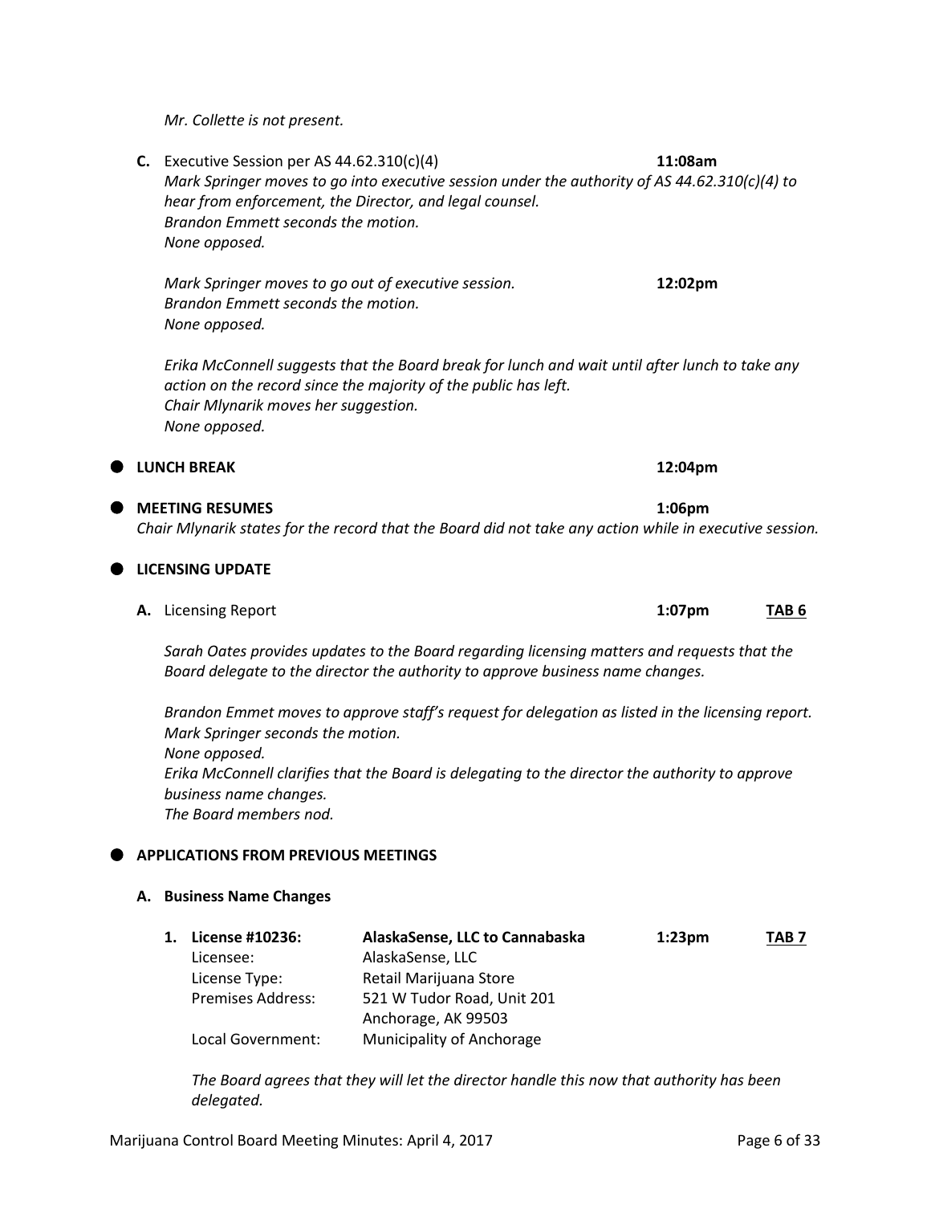*Mr. Collette is not present.*

**C.** Executive Session per AS 44.62.310(c)(4) **11:08am**

*Mark Springer moves to go into executive session under the authority of AS 44.62.310(c)(4) to hear from enforcement, the Director, and legal counsel.*
*Brandon Emmett seconds the motion.*
*None opposed.*

*Mark Springer moves to go out of executive session.* **12:02pm**
*Brandon Emmett seconds the motion.*
*None opposed.*

*Erika McConnell suggests that the Board break for lunch and wait until after lunch to take any action on the record since the majority of the public has left.*
*Chair Mlynarik moves her suggestion.*
*None opposed.*

## LUNCH BREAK **12:04pm**

## MEETING RESUMES **1:06pm**

*Chair Mlynarik states for the record that the Board did not take any action while in executive session.*

## LICENSING UPDATE

**A.** Licensing Report **1:07pm** **TAB 6**

*Sarah Oates provides updates to the Board regarding licensing matters and requests that the Board delegate to the director the authority to approve business name changes.*

*Brandon Emmet moves to approve staff's request for delegation as listed in the licensing report.*
*Mark Springer seconds the motion.*
*None opposed.*
*Erika McConnell clarifies that the Board is delegating to the director the authority to approve business name changes.*
*The Board members nod.*

## APPLICATIONS FROM PREVIOUS MEETINGS

### A. Business Name Changes

**1. License #10236:** **AlaskaSense, LLC to Cannabaska** **1:23pm** **TAB 7**

| | |
|---|---|
| Licensee: | AlaskaSense, LLC |
| License Type: | Retail Marijuana Store |
| Premises Address: | 521 W Tudor Road, Unit 201<br>Anchorage, AK 99503 |
| Local Government: | Municipality of Anchorage |

*The Board agrees that they will let the director handle this now that authority has been delegated.*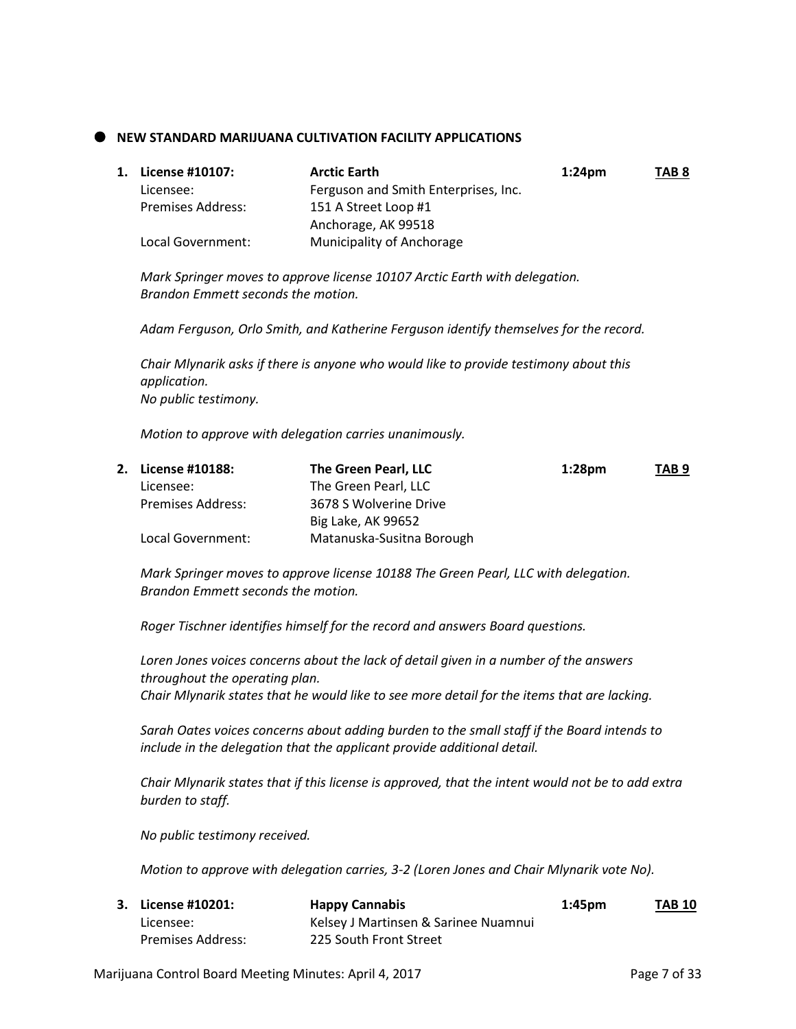## NEW STANDARD MARIJUANA CULTIVATION FACILITY APPLICATIONS

**1. License #10107:** **Arctic Earth** **1:24pm** **TAB 8**
Licensee: Ferguson and Smith Enterprises, Inc.
Premises Address: 151 A Street Loop #1
Anchorage, AK 99518
Local Government: Municipality of Anchorage

*Mark Springer moves to approve license 10107 Arctic Earth with delegation.*
*Brandon Emmett seconds the motion.*

*Adam Ferguson, Orlo Smith, and Katherine Ferguson identify themselves for the record.*

*Chair Mlynarik asks if there is anyone who would like to provide testimony about this application.*
*No public testimony.*

*Motion to approve with delegation carries unanimously.*

**2. License #10188:** **The Green Pearl, LLC** **1:28pm** **TAB 9**
Licensee: The Green Pearl, LLC
Premises Address: 3678 S Wolverine Drive
Big Lake, AK 99652
Local Government: Matanuska-Susitna Borough

*Mark Springer moves to approve license 10188 The Green Pearl, LLC with delegation.*
*Brandon Emmett seconds the motion.*

*Roger Tischner identifies himself for the record and answers Board questions.*

*Loren Jones voices concerns about the lack of detail given in a number of the answers throughout the operating plan.*
*Chair Mlynarik states that he would like to see more detail for the items that are lacking.*

*Sarah Oates voices concerns about adding burden to the small staff if the Board intends to include in the delegation that the applicant provide additional detail.*

*Chair Mlynarik states that if this license is approved, that the intent would not be to add extra burden to staff.*

*No public testimony received.*

*Motion to approve with delegation carries, 3-2 (Loren Jones and Chair Mlynarik vote No).*

**3. License #10201:** **Happy Cannabis** **1:45pm** **TAB 10**
Licensee: Kelsey J Martinsen & Sarinee Nuamnui
Premises Address: 225 South Front Street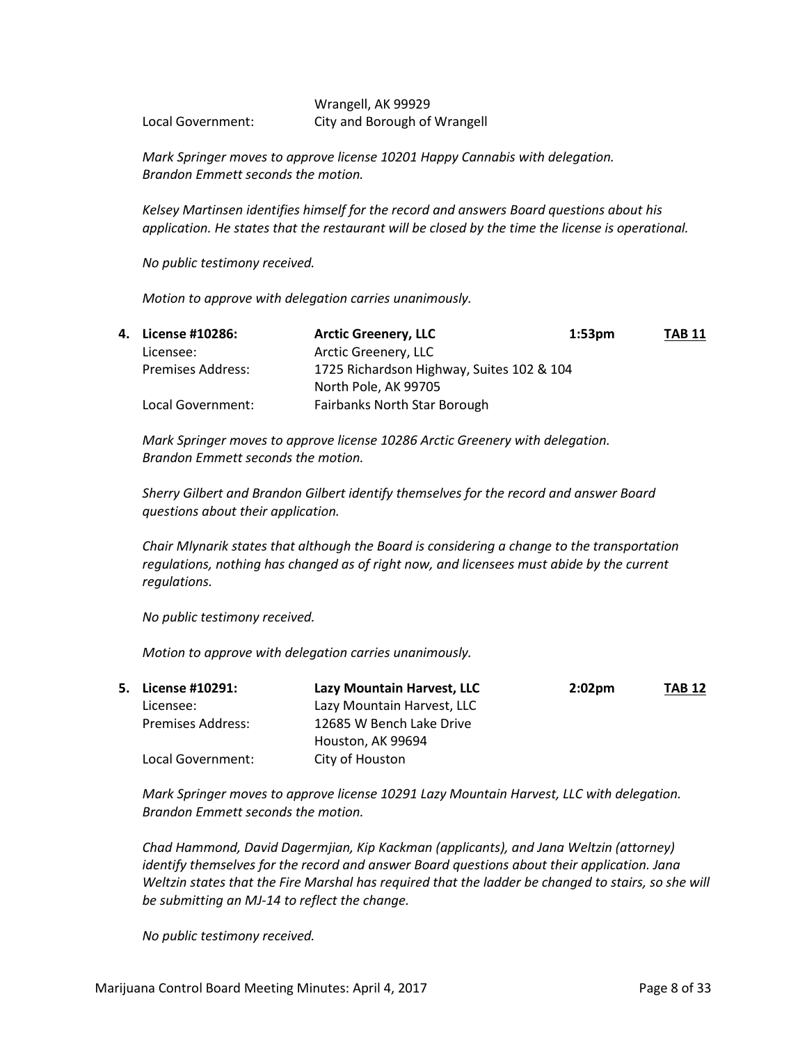Wrangell, AK 99929
Local Government: City and Borough of Wrangell

*Mark Springer moves to approve license 10201 Happy Cannabis with delegation. Brandon Emmett seconds the motion.*

*Kelsey Martinsen identifies himself for the record and answers Board questions about his application. He states that the restaurant will be closed by the time the license is operational.*

*No public testimony received.*

*Motion to approve with delegation carries unanimously.*

**4. License #10286: Arctic Greenery, LLC 1:53pm TAB 11**

Licensee: Arctic Greenery, LLC
Premises Address: 1725 Richardson Highway, Suites 102 & 104
North Pole, AK 99705
Local Government: Fairbanks North Star Borough

*Mark Springer moves to approve license 10286 Arctic Greenery with delegation. Brandon Emmett seconds the motion.*

*Sherry Gilbert and Brandon Gilbert identify themselves for the record and answer Board questions about their application.*

*Chair Mlynarik states that although the Board is considering a change to the transportation regulations, nothing has changed as of right now, and licensees must abide by the current regulations.*

*No public testimony received.*

*Motion to approve with delegation carries unanimously.*

**5. License #10291: Lazy Mountain Harvest, LLC 2:02pm TAB 12**

Licensee: Lazy Mountain Harvest, LLC
Premises Address: 12685 W Bench Lake Drive
Houston, AK 99694
Local Government: City of Houston

*Mark Springer moves to approve license 10291 Lazy Mountain Harvest, LLC with delegation. Brandon Emmett seconds the motion.*

*Chad Hammond, David Dagermjian, Kip Kackman (applicants), and Jana Weltzin (attorney) identify themselves for the record and answer Board questions about their application. Jana Weltzin states that the Fire Marshal has required that the ladder be changed to stairs, so she will be submitting an MJ-14 to reflect the change.*

*No public testimony received.*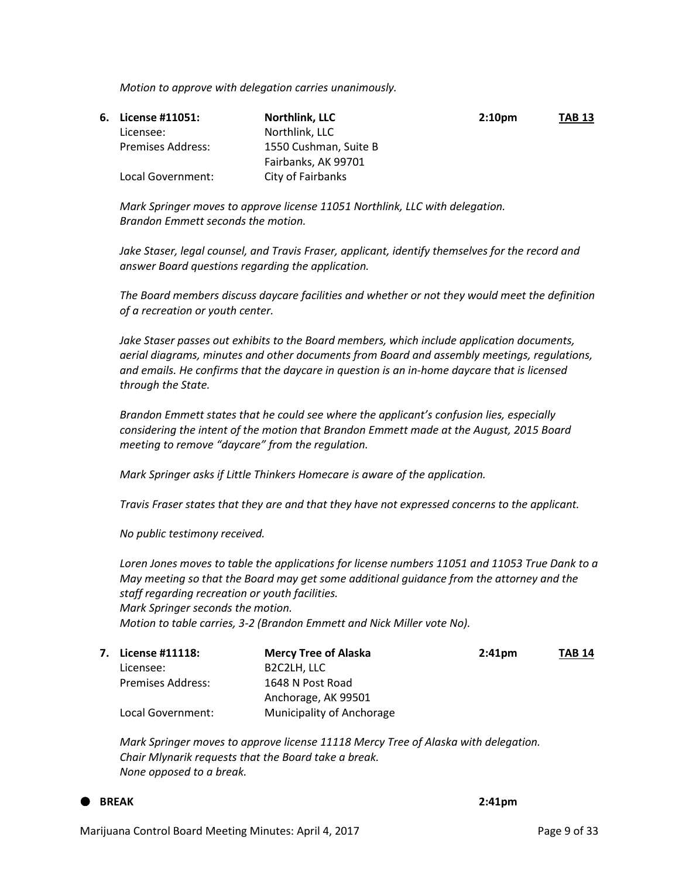*Motion to approve with delegation carries unanimously.*

**6. License #11051:** **Northlink, LLC** **2:10pm** **TAB 13**

Licensee: Northlink, LLC
Premises Address: 1550 Cushman, Suite B
Fairbanks, AK 99701
Local Government: City of Fairbanks

*Mark Springer moves to approve license 11051 Northlink, LLC with delegation.*
*Brandon Emmett seconds the motion.*

*Jake Staser, legal counsel, and Travis Fraser, applicant, identify themselves for the record and answer Board questions regarding the application.*

*The Board members discuss daycare facilities and whether or not they would meet the definition of a recreation or youth center.*

*Jake Staser passes out exhibits to the Board members, which include application documents, aerial diagrams, minutes and other documents from Board and assembly meetings, regulations, and emails. He confirms that the daycare in question is an in-home daycare that is licensed through the State.*

*Brandon Emmett states that he could see where the applicant's confusion lies, especially considering the intent of the motion that Brandon Emmett made at the August, 2015 Board meeting to remove "daycare" from the regulation.*

*Mark Springer asks if Little Thinkers Homecare is aware of the application.*

*Travis Fraser states that they are and that they have not expressed concerns to the applicant.*

*No public testimony received.*

*Loren Jones moves to table the applications for license numbers 11051 and 11053 True Dank to a May meeting so that the Board may get some additional guidance from the attorney and the staff regarding recreation or youth facilities.*
*Mark Springer seconds the motion.*
*Motion to table carries, 3-2 (Brandon Emmett and Nick Miller vote No).*

**7. License #11118:** **Mercy Tree of Alaska** **2:41pm** **TAB 14**

Licensee: B2C2LH, LLC
Premises Address: 1648 N Post Road
Anchorage, AK 99501
Local Government: Municipality of Anchorage

*Mark Springer moves to approve license 11118 Mercy Tree of Alaska with delegation.*
*Chair Mlynarik requests that the Board take a break.*
*None opposed to a break.*

- **BREAK** **2:41pm**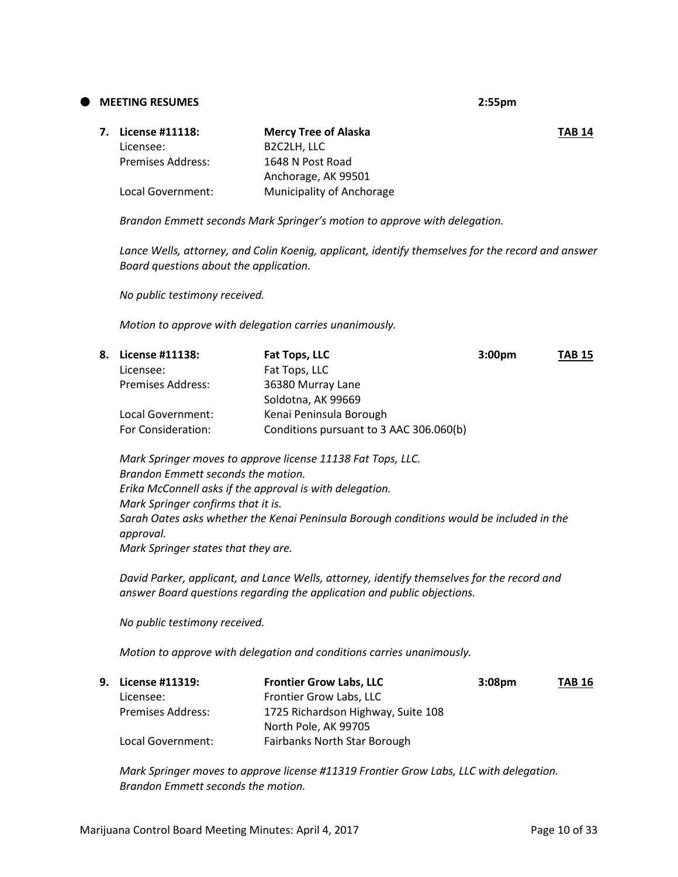- **MEETING RESUMES** **2:55pm**

**7. License #11118:** **Mercy Tree of Alaska** **TAB 14**

| | |
|---|---|
| Licensee: | B2C2LH, LLC |
| Premises Address: | 1648 N Post Road<br>Anchorage, AK 99501 |
| Local Government: | Municipality of Anchorage |

*Brandon Emmett seconds Mark Springer's motion to approve with delegation.*

*Lance Wells, attorney, and Colin Koenig, applicant, identify themselves for the record and answer Board questions about the application.*

*No public testimony received.*

*Motion to approve with delegation carries unanimously.*

**8. License #11138:** **Fat Tops, LLC** **3:00pm** **TAB 15**

| | |
|---|---|
| Licensee: | Fat Tops, LLC |
| Premises Address: | 36380 Murray Lane<br>Soldotna, AK 99669 |
| Local Government: | Kenai Peninsula Borough |
| For Consideration: | Conditions pursuant to 3 AAC 306.060(b) |

*Mark Springer moves to approve license 11138 Fat Tops, LLC.*
*Brandon Emmett seconds the motion.*
*Erika McConnell asks if the approval is with delegation.*
*Mark Springer confirms that it is.*
*Sarah Oates asks whether the Kenai Peninsula Borough conditions would be included in the approval.*
*Mark Springer states that they are.*

*David Parker, applicant, and Lance Wells, attorney, identify themselves for the record and answer Board questions regarding the application and public objections.*

*No public testimony received.*

*Motion to approve with delegation and conditions carries unanimously.*

**9. License #11319:** **Frontier Grow Labs, LLC** **3:08pm** **TAB 16**

| | |
|---|---|
| Licensee: | Frontier Grow Labs, LLC |
| Premises Address: | 1725 Richardson Highway, Suite 108<br>North Pole, AK 99705 |
| Local Government: | Fairbanks North Star Borough |

*Mark Springer moves to approve license #11319 Frontier Grow Labs, LLC with delegation.*
*Brandon Emmett seconds the motion.*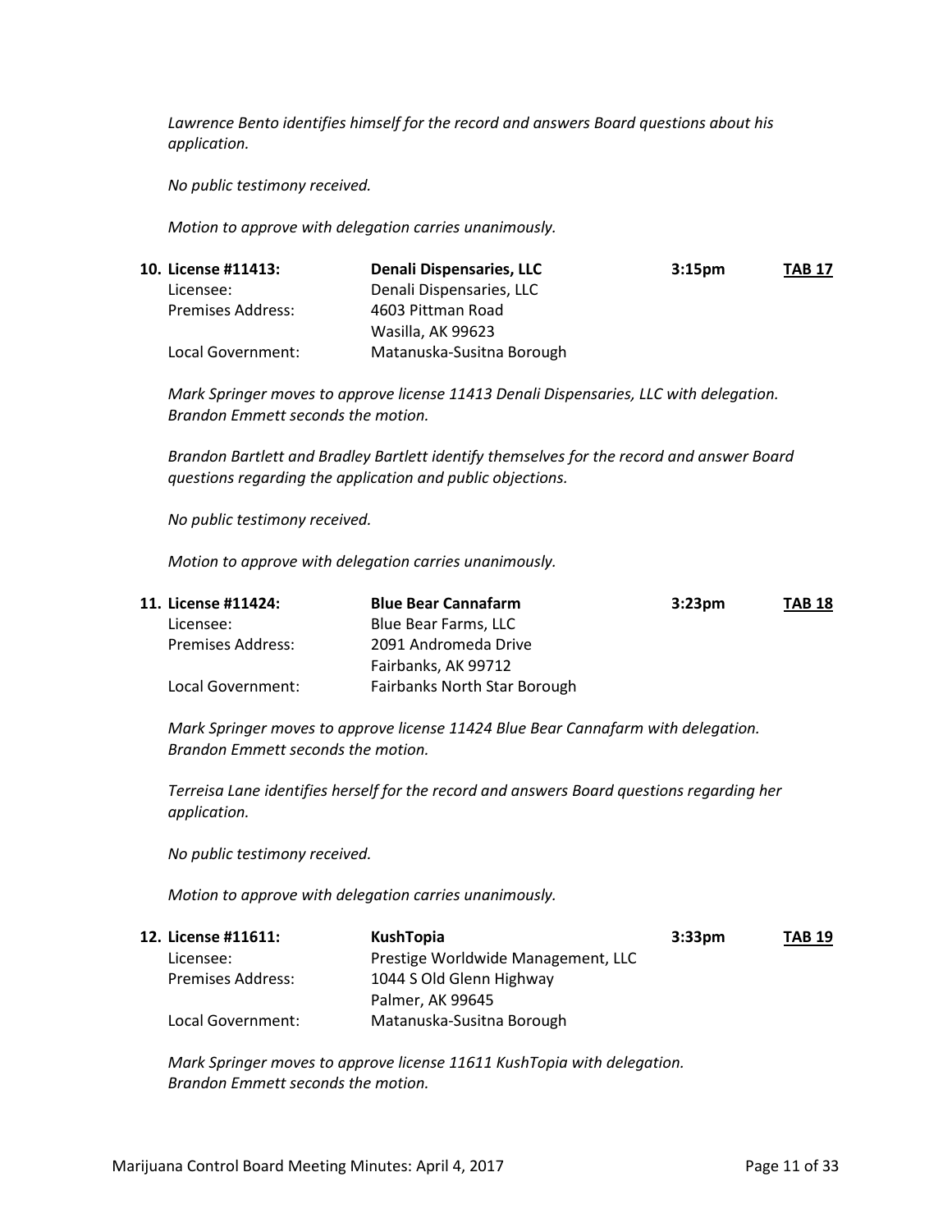*Lawrence Bento identifies himself for the record and answers Board questions about his application.*

*No public testimony received.*

*Motion to approve with delegation carries unanimously.*

| **10. License #11413:** | **Denali Dispensaries, LLC** | **3:15pm** | **TAB 17** |
|---|---|---|---|
| Licensee: | Denali Dispensaries, LLC | | |
| Premises Address: | 4603 Pittman Road<br>Wasilla, AK 99623 | | |
| Local Government: | Matanuska-Susitna Borough | | |

*Mark Springer moves to approve license 11413 Denali Dispensaries, LLC with delegation. Brandon Emmett seconds the motion.*

*Brandon Bartlett and Bradley Bartlett identify themselves for the record and answer Board questions regarding the application and public objections.*

*No public testimony received.*

*Motion to approve with delegation carries unanimously.*

| **11. License #11424:** | **Blue Bear Cannafarm** | **3:23pm** | **TAB 18** |
|---|---|---|---|
| Licensee: | Blue Bear Farms, LLC | | |
| Premises Address: | 2091 Andromeda Drive<br>Fairbanks, AK 99712 | | |
| Local Government: | Fairbanks North Star Borough | | |

*Mark Springer moves to approve license 11424 Blue Bear Cannafarm with delegation. Brandon Emmett seconds the motion.*

*Terreisa Lane identifies herself for the record and answers Board questions regarding her application.*

*No public testimony received.*

*Motion to approve with delegation carries unanimously.*

| **12. License #11611:** | **KushTopia** | **3:33pm** | **TAB 19** |
|---|---|---|---|
| Licensee: | Prestige Worldwide Management, LLC | | |
| Premises Address: | 1044 S Old Glenn Highway<br>Palmer, AK 99645 | | |
| Local Government: | Matanuska-Susitna Borough | | |

*Mark Springer moves to approve license 11611 KushTopia with delegation. Brandon Emmett seconds the motion.*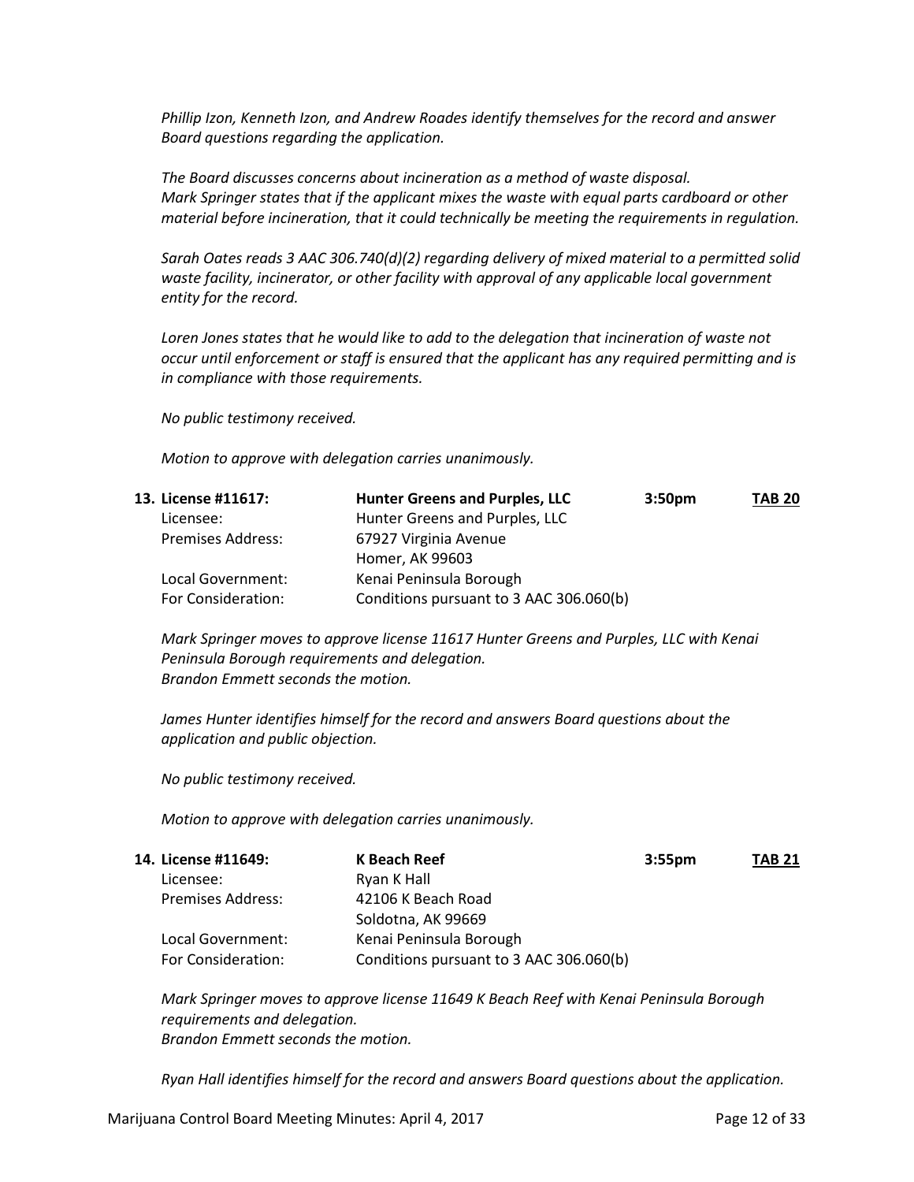*Phillip Izon, Kenneth Izon, and Andrew Roades identify themselves for the record and answer Board questions regarding the application.*

*The Board discusses concerns about incineration as a method of waste disposal.*
*Mark Springer states that if the applicant mixes the waste with equal parts cardboard or other material before incineration, that it could technically be meeting the requirements in regulation.*

*Sarah Oates reads 3 AAC 306.740(d)(2) regarding delivery of mixed material to a permitted solid waste facility, incinerator, or other facility with approval of any applicable local government entity for the record.*

*Loren Jones states that he would like to add to the delegation that incineration of waste not occur until enforcement or staff is ensured that the applicant has any required permitting and is in compliance with those requirements.*

*No public testimony received.*

*Motion to approve with delegation carries unanimously.*

| **13. License #11617:** | **Hunter Greens and Purples, LLC** | **3:50pm** | **TAB 20** |
|---|---|---|---|
| Licensee: | Hunter Greens and Purples, LLC | | |
| Premises Address: | 67927 Virginia Avenue<br>Homer, AK 99603 | | |
| Local Government: | Kenai Peninsula Borough | | |
| For Consideration: | Conditions pursuant to 3 AAC 306.060(b) | | |

*Mark Springer moves to approve license 11617 Hunter Greens and Purples, LLC with Kenai Peninsula Borough requirements and delegation.*
*Brandon Emmett seconds the motion.*

*James Hunter identifies himself for the record and answers Board questions about the application and public objection.*

*No public testimony received.*

*Motion to approve with delegation carries unanimously.*

| **14. License #11649:** | **K Beach Reef** | **3:55pm** | **TAB 21** |
|---|---|---|---|
| Licensee: | Ryan K Hall | | |
| Premises Address: | 42106 K Beach Road<br>Soldotna, AK 99669 | | |
| Local Government: | Kenai Peninsula Borough | | |
| For Consideration: | Conditions pursuant to 3 AAC 306.060(b) | | |

*Mark Springer moves to approve license 11649 K Beach Reef with Kenai Peninsula Borough requirements and delegation.*
*Brandon Emmett seconds the motion.*

*Ryan Hall identifies himself for the record and answers Board questions about the application.*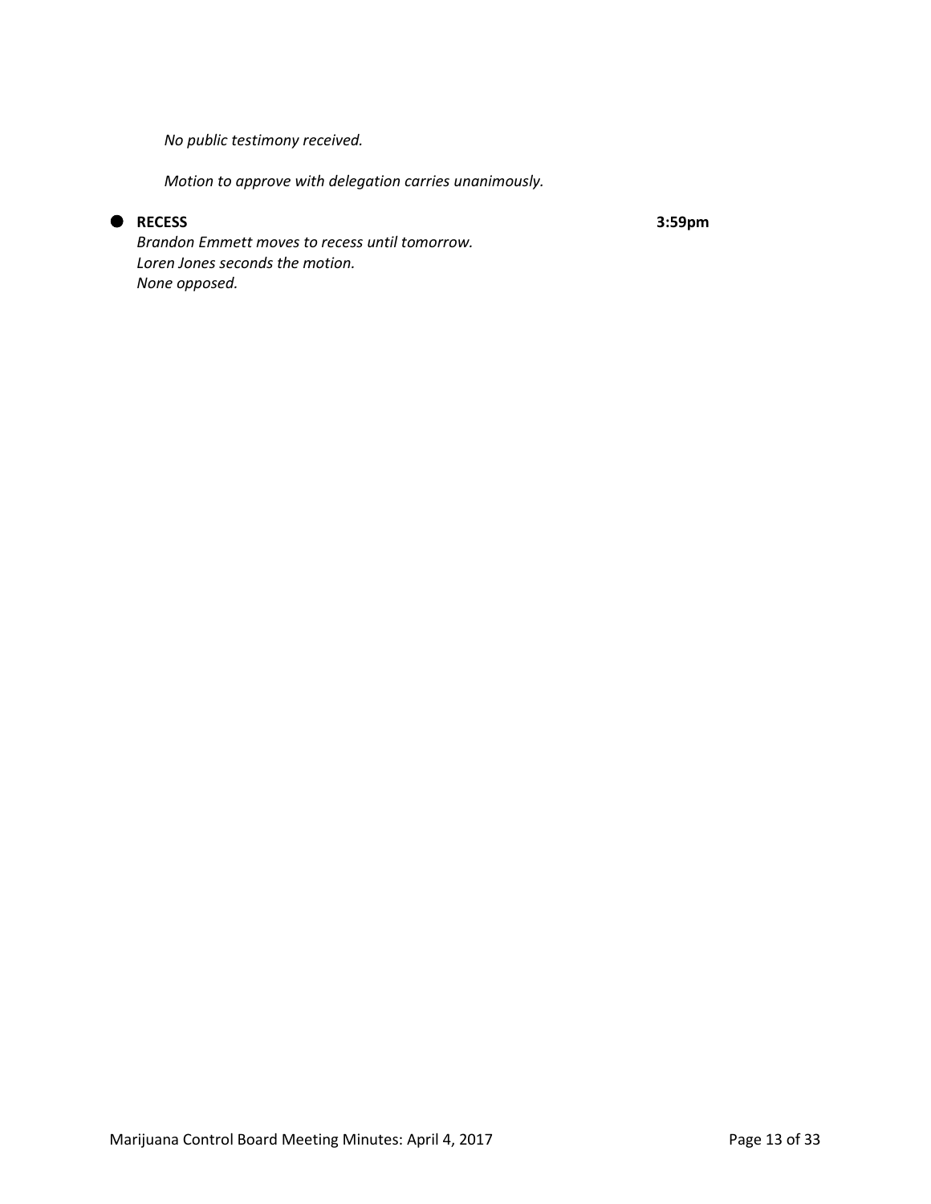*No public testimony received.*

*Motion to approve with delegation carries unanimously.*

- **RECESS** **3:59pm**

  *Brandon Emmett moves to recess until tomorrow.*
  *Loren Jones seconds the motion.*
  *None opposed.*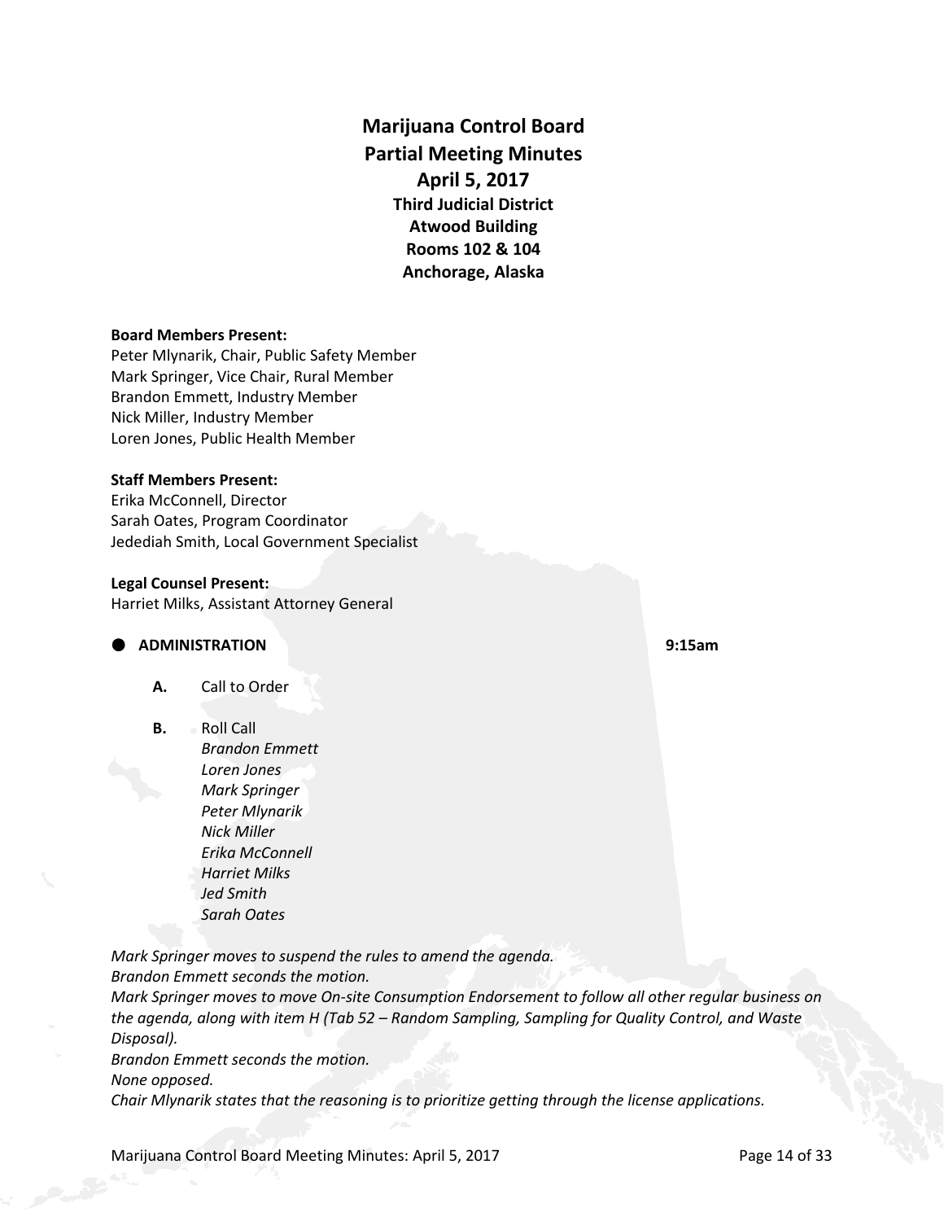# Marijuana Control Board
## Partial Meeting Minutes
### April 5, 2017
**Third Judicial District**
**Atwood Building**
**Rooms 102 & 104**
**Anchorage, Alaska**

**Board Members Present:**
Peter Mlynarik, Chair, Public Safety Member
Mark Springer, Vice Chair, Rural Member
Brandon Emmett, Industry Member
Nick Miller, Industry Member
Loren Jones, Public Health Member

**Staff Members Present:**
Erika McConnell, Director
Sarah Oates, Program Coordinator
Jedediah Smith, Local Government Specialist

**Legal Counsel Present:**
Harriet Milks, Assistant Attorney General

- **ADMINISTRATION** **9:15am**

  **A.** Call to Order

  **B.** Roll Call
  *Brandon Emmett*
  *Loren Jones*
  *Mark Springer*
  *Peter Mlynarik*
  *Nick Miller*
  *Erika McConnell*
  *Harriet Milks*
  *Jed Smith*
  *Sarah Oates*

*Mark Springer moves to suspend the rules to amend the agenda.*
*Brandon Emmett seconds the motion.*
*Mark Springer moves to move On-site Consumption Endorsement to follow all other regular business on the agenda, along with item H (Tab 52 – Random Sampling, Sampling for Quality Control, and Waste Disposal).*
*Brandon Emmett seconds the motion.*
*None opposed.*
*Chair Mlynarik states that the reasoning is to prioritize getting through the license applications.*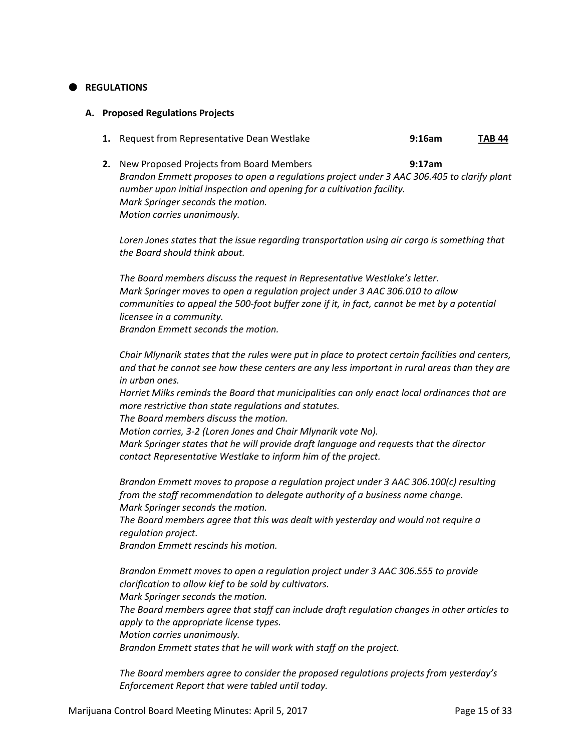## REGULATIONS

### A. Proposed Regulations Projects

1. Request from Representative Dean Westlake **9:16am** **TAB 44**

2. New Proposed Projects from Board Members **9:17am**
*Brandon Emmett proposes to open a regulations project under 3 AAC 306.405 to clarify plant number upon initial inspection and opening for a cultivation facility.*
*Mark Springer seconds the motion.*
*Motion carries unanimously.*

   *Loren Jones states that the issue regarding transportation using air cargo is something that the Board should think about.*

   *The Board members discuss the request in Representative Westlake's letter.*
*Mark Springer moves to open a regulation project under 3 AAC 306.010 to allow communities to appeal the 500-foot buffer zone if it, in fact, cannot be met by a potential licensee in a community.*
*Brandon Emmett seconds the motion.*

   *Chair Mlynarik states that the rules were put in place to protect certain facilities and centers, and that he cannot see how these centers are any less important in rural areas than they are in urban ones.*
*Harriet Milks reminds the Board that municipalities can only enact local ordinances that are more restrictive than state regulations and statutes.*
*The Board members discuss the motion.*
*Motion carries, 3-2 (Loren Jones and Chair Mlynarik vote No).*
*Mark Springer states that he will provide draft language and requests that the director contact Representative Westlake to inform him of the project.*

   *Brandon Emmett moves to propose a regulation project under 3 AAC 306.100(c) resulting from the staff recommendation to delegate authority of a business name change.*
*Mark Springer seconds the motion.*
*The Board members agree that this was dealt with yesterday and would not require a regulation project.*
*Brandon Emmett rescinds his motion.*

   *Brandon Emmett moves to open a regulation project under 3 AAC 306.555 to provide clarification to allow kief to be sold by cultivators.*
*Mark Springer seconds the motion.*
*The Board members agree that staff can include draft regulation changes in other articles to apply to the appropriate license types.*
*Motion carries unanimously.*
*Brandon Emmett states that he will work with staff on the project.*

   *The Board members agree to consider the proposed regulations projects from yesterday's Enforcement Report that were tabled until today.*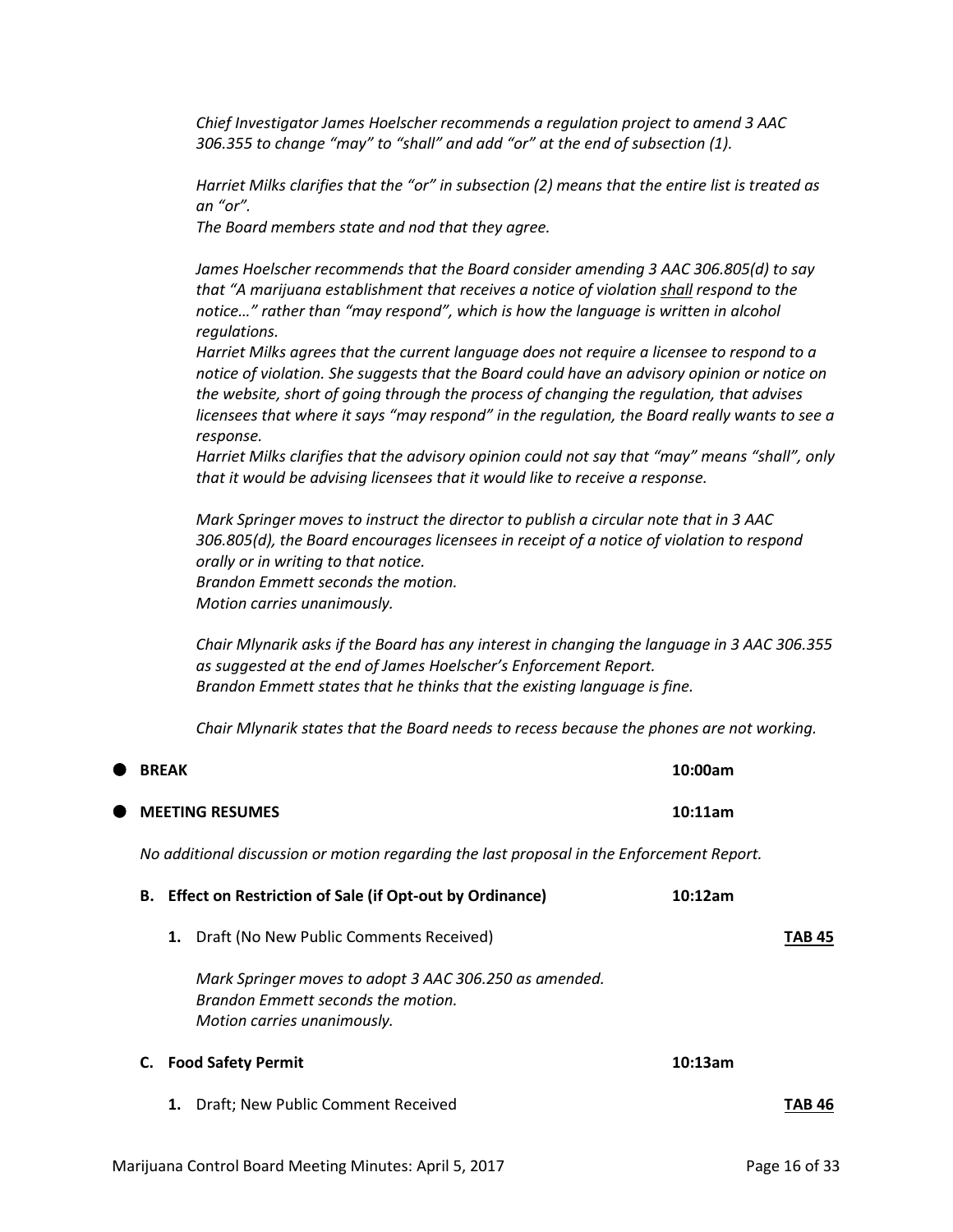*Chief Investigator James Hoelscher recommends a regulation project to amend 3 AAC 306.355 to change "may" to "shall" and add "or" at the end of subsection (1).*

*Harriet Milks clarifies that the "or" in subsection (2) means that the entire list is treated as an "or".*
*The Board members state and nod that they agree.*

*James Hoelscher recommends that the Board consider amending 3 AAC 306.805(d) to say that "A marijuana establishment that receives a notice of violation shall respond to the notice…" rather than "may respond", which is how the language is written in alcohol regulations.*
*Harriet Milks agrees that the current language does not require a licensee to respond to a notice of violation. She suggests that the Board could have an advisory opinion or notice on the website, short of going through the process of changing the regulation, that advises licensees that where it says "may respond" in the regulation, the Board really wants to see a response.*
*Harriet Milks clarifies that the advisory opinion could not say that "may" means "shall", only that it would be advising licensees that it would like to receive a response.*

*Mark Springer moves to instruct the director to publish a circular note that in 3 AAC 306.805(d), the Board encourages licensees in receipt of a notice of violation to respond orally or in writing to that notice.*
*Brandon Emmett seconds the motion.*
*Motion carries unanimously.*

*Chair Mlynarik asks if the Board has any interest in changing the language in 3 AAC 306.355 as suggested at the end of James Hoelscher's Enforcement Report.*
*Brandon Emmett states that he thinks that the existing language is fine.*

*Chair Mlynarik states that the Board needs to recess because the phones are not working.*

- **BREAK** **10:00am**

- **MEETING RESUMES** **10:11am**

*No additional discussion or motion regarding the last proposal in the Enforcement Report.*

**B. Effect on Restriction of Sale (if Opt-out by Ordinance)** **10:12am**

1. Draft (No New Public Comments Received) **TAB 45**

   *Mark Springer moves to adopt 3 AAC 306.250 as amended.*
   *Brandon Emmett seconds the motion.*
   *Motion carries unanimously.*

**C. Food Safety Permit** **10:13am**

1. Draft; New Public Comment Received **TAB 46**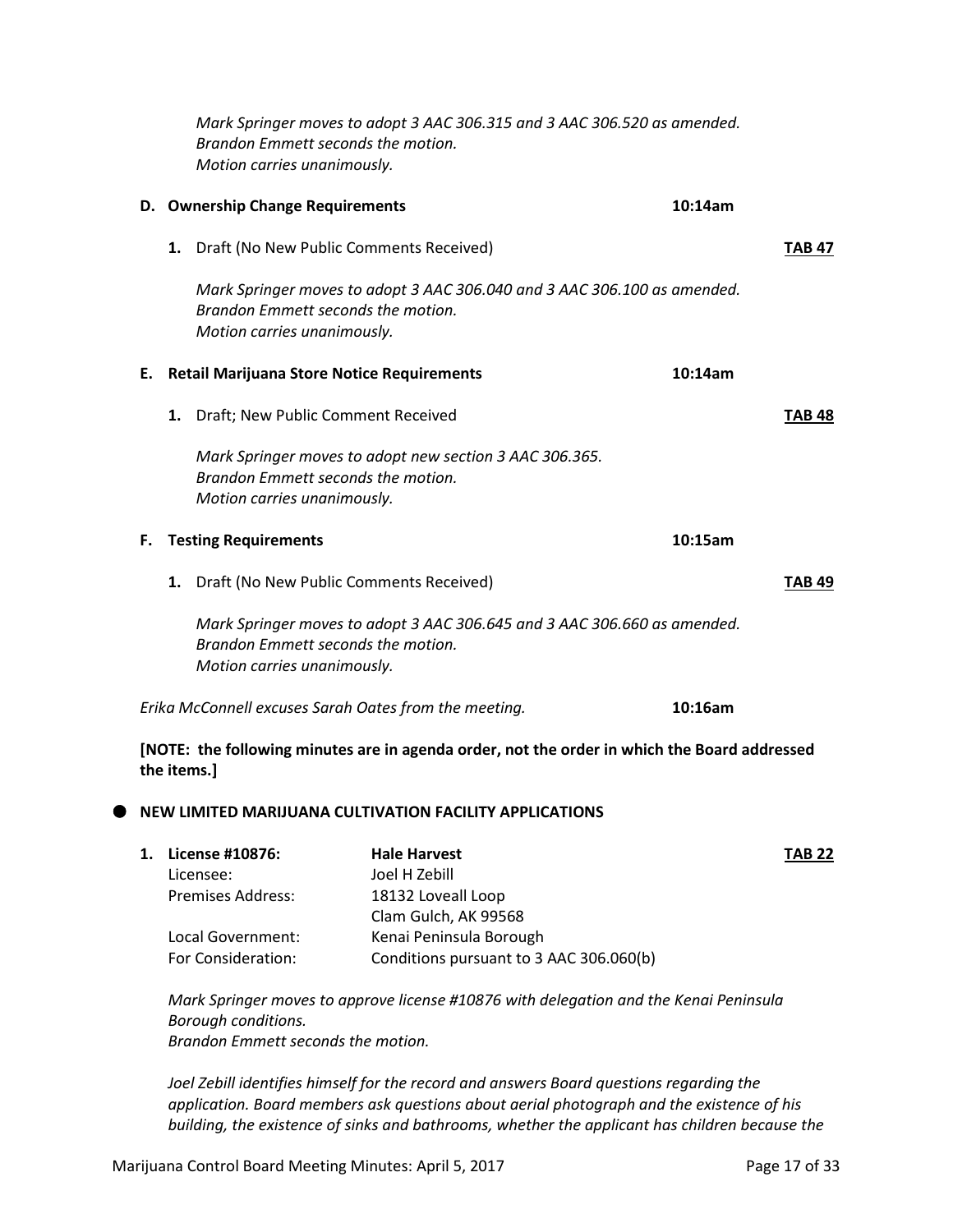*Mark Springer moves to adopt 3 AAC 306.315 and 3 AAC 306.520 as amended.*
*Brandon Emmett seconds the motion.*
*Motion carries unanimously.*

**D. Ownership Change Requirements** **10:14am**

1. Draft (No New Public Comments Received) **TAB 47**

   *Mark Springer moves to adopt 3 AAC 306.040 and 3 AAC 306.100 as amended.*
   *Brandon Emmett seconds the motion.*
   *Motion carries unanimously.*

**E. Retail Marijuana Store Notice Requirements** **10:14am**

1. Draft; New Public Comment Received **TAB 48**

   *Mark Springer moves to adopt new section 3 AAC 306.365.*
   *Brandon Emmett seconds the motion.*
   *Motion carries unanimously.*

**F. Testing Requirements** **10:15am**

1. Draft (No New Public Comments Received) **TAB 49**

   *Mark Springer moves to adopt 3 AAC 306.645 and 3 AAC 306.660 as amended.*
   *Brandon Emmett seconds the motion.*
   *Motion carries unanimously.*

*Erika McConnell excuses Sarah Oates from the meeting.* **10:16am**

**[NOTE: the following minutes are in agenda order, not the order in which the Board addressed the items.]**

- **NEW LIMITED MARIJUANA CULTIVATION FACILITY APPLICATIONS**

1. **License #10876:** **Hale Harvest** **TAB 22**

| | |
|---|---|
| Licensee: | Joel H Zebill |
| Premises Address: | 18132 Loveall Loop<br>Clam Gulch, AK 99568 |
| Local Government: | Kenai Peninsula Borough |
| For Consideration: | Conditions pursuant to 3 AAC 306.060(b) |

*Mark Springer moves to approve license #10876 with delegation and the Kenai Peninsula Borough conditions.*
*Brandon Emmett seconds the motion.*

*Joel Zebill identifies himself for the record and answers Board questions regarding the application. Board members ask questions about aerial photograph and the existence of his building, the existence of sinks and bathrooms, whether the applicant has children because the*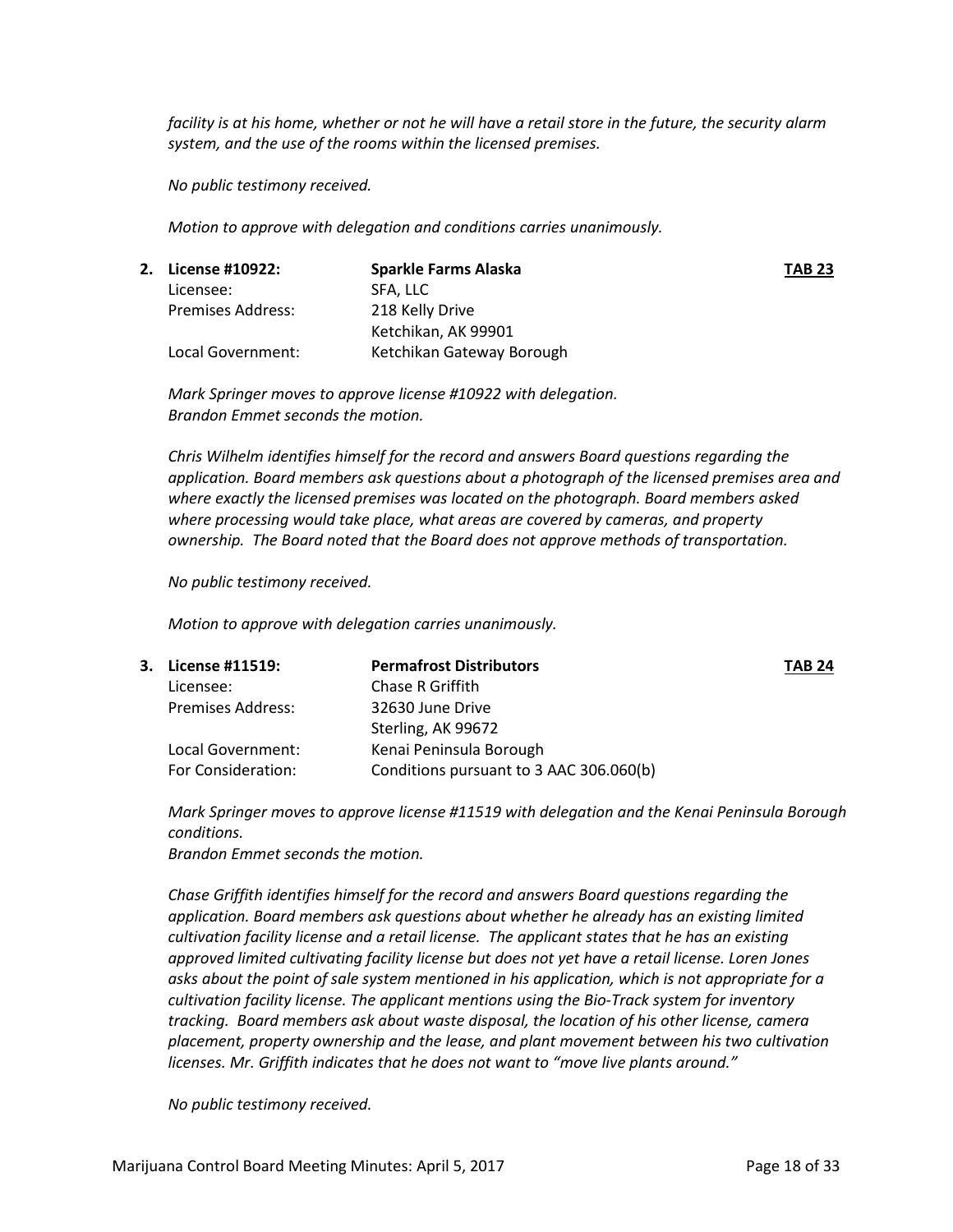*facility is at his home, whether or not he will have a retail store in the future, the security alarm system, and the use of the rooms within the licensed premises.*

*No public testimony received.*

*Motion to approve with delegation and conditions carries unanimously.*

**2. License #10922: Sparkle Farms Alaska** **TAB 23**

| | |
|---|---|
| Licensee: | SFA, LLC |
| Premises Address: | 218 Kelly Drive<br>Ketchikan, AK 99901 |
| Local Government: | Ketchikan Gateway Borough |

*Mark Springer moves to approve license #10922 with delegation.*
*Brandon Emmet seconds the motion.*

*Chris Wilhelm identifies himself for the record and answers Board questions regarding the application. Board members ask questions about a photograph of the licensed premises area and where exactly the licensed premises was located on the photograph. Board members asked where processing would take place, what areas are covered by cameras, and property ownership. The Board noted that the Board does not approve methods of transportation.*

*No public testimony received.*

*Motion to approve with delegation carries unanimously.*

**3. License #11519: Permafrost Distributors** **TAB 24**

| | |
|---|---|
| Licensee: | Chase R Griffith |
| Premises Address: | 32630 June Drive<br>Sterling, AK 99672 |
| Local Government: | Kenai Peninsula Borough |
| For Consideration: | Conditions pursuant to 3 AAC 306.060(b) |

*Mark Springer moves to approve license #11519 with delegation and the Kenai Peninsula Borough conditions.*
*Brandon Emmet seconds the motion.*

*Chase Griffith identifies himself for the record and answers Board questions regarding the application. Board members ask questions about whether he already has an existing limited cultivation facility license and a retail license. The applicant states that he has an existing approved limited cultivating facility license but does not yet have a retail license. Loren Jones asks about the point of sale system mentioned in his application, which is not appropriate for a cultivation facility license. The applicant mentions using the Bio-Track system for inventory tracking. Board members ask about waste disposal, the location of his other license, camera placement, property ownership and the lease, and plant movement between his two cultivation licenses. Mr. Griffith indicates that he does not want to "move live plants around."*

*No public testimony received.*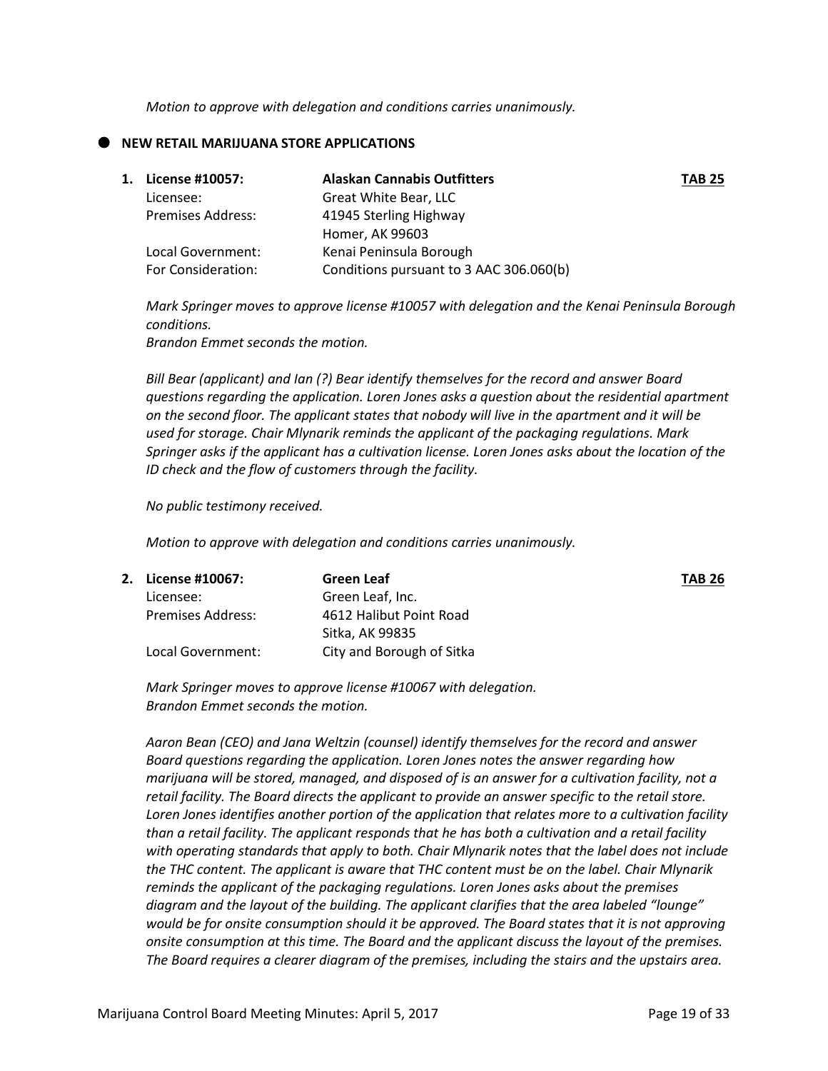*Motion to approve with delegation and conditions carries unanimously.*

- **NEW RETAIL MARIJUANA STORE APPLICATIONS**

**1. License #10057: Alaskan Cannabis Outfitters** **TAB 25**

| | |
|---|---|
| Licensee: | Great White Bear, LLC |
| Premises Address: | 41945 Sterling Highway<br>Homer, AK 99603 |
| Local Government: | Kenai Peninsula Borough |
| For Consideration: | Conditions pursuant to 3 AAC 306.060(b) |

*Mark Springer moves to approve license #10057 with delegation and the Kenai Peninsula Borough conditions.*
*Brandon Emmet seconds the motion.*

*Bill Bear (applicant) and Ian (?) Bear identify themselves for the record and answer Board questions regarding the application. Loren Jones asks a question about the residential apartment on the second floor. The applicant states that nobody will live in the apartment and it will be used for storage. Chair Mlynarik reminds the applicant of the packaging regulations. Mark Springer asks if the applicant has a cultivation license. Loren Jones asks about the location of the ID check and the flow of customers through the facility.*

*No public testimony received.*

*Motion to approve with delegation and conditions carries unanimously.*

**2. License #10067: Green Leaf** **TAB 26**

| | |
|---|---|
| Licensee: | Green Leaf, Inc. |
| Premises Address: | 4612 Halibut Point Road<br>Sitka, AK 99835 |
| Local Government: | City and Borough of Sitka |

*Mark Springer moves to approve license #10067 with delegation.*
*Brandon Emmet seconds the motion.*

*Aaron Bean (CEO) and Jana Weltzin (counsel) identify themselves for the record and answer Board questions regarding the application. Loren Jones notes the answer regarding how marijuana will be stored, managed, and disposed of is an answer for a cultivation facility, not a retail facility. The Board directs the applicant to provide an answer specific to the retail store. Loren Jones identifies another portion of the application that relates more to a cultivation facility than a retail facility. The applicant responds that he has both a cultivation and a retail facility with operating standards that apply to both. Chair Mlynarik notes that the label does not include the THC content. The applicant is aware that THC content must be on the label. Chair Mlynarik reminds the applicant of the packaging regulations. Loren Jones asks about the premises diagram and the layout of the building. The applicant clarifies that the area labeled "lounge" would be for onsite consumption should it be approved. The Board states that it is not approving onsite consumption at this time. The Board and the applicant discuss the layout of the premises. The Board requires a clearer diagram of the premises, including the stairs and the upstairs area.*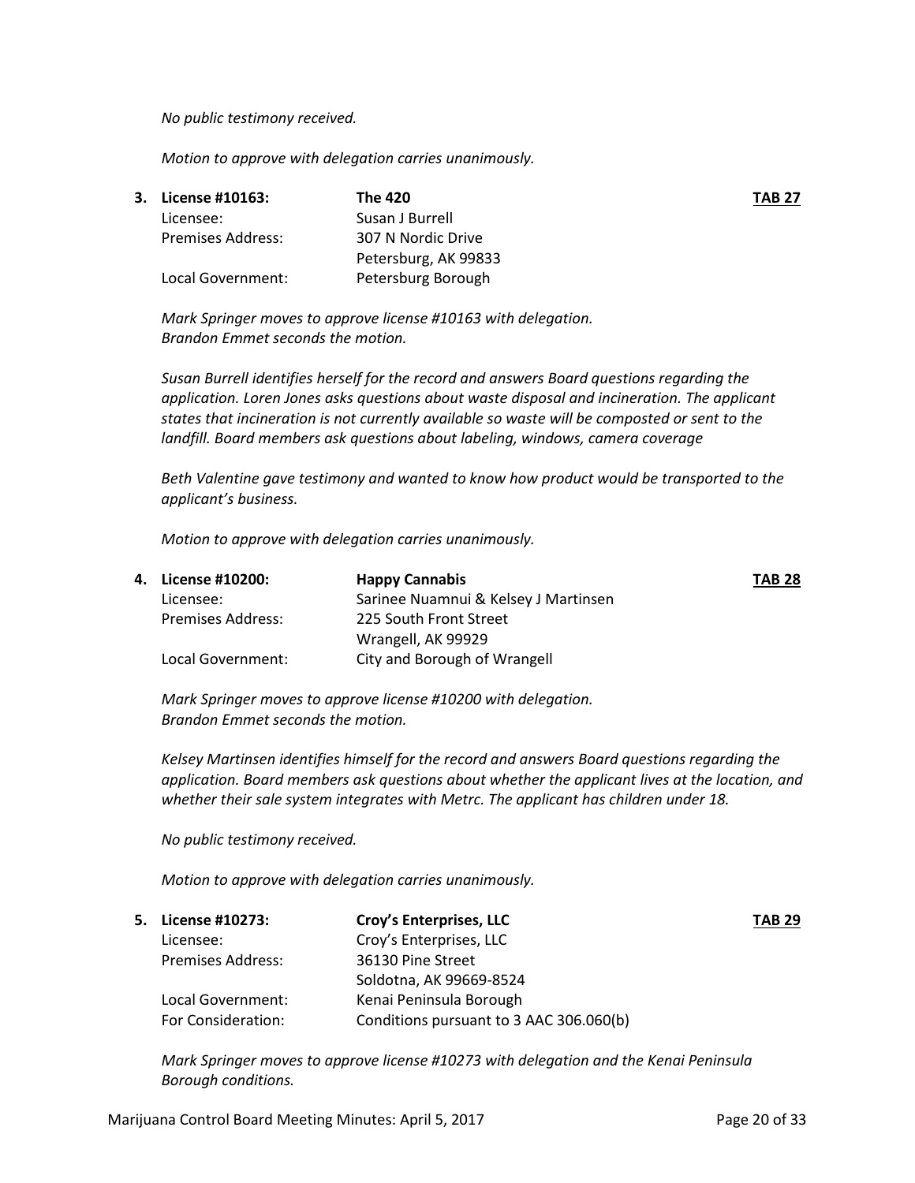*No public testimony received.*

*Motion to approve with delegation carries unanimously.*

**3. License #10163: The 420** **TAB 27**

| | |
|---|---|
| Licensee: | Susan J Burrell |
| Premises Address: | 307 N Nordic Drive<br>Petersburg, AK 99833 |
| Local Government: | Petersburg Borough |

*Mark Springer moves to approve license #10163 with delegation.*
*Brandon Emmet seconds the motion.*

*Susan Burrell identifies herself for the record and answers Board questions regarding the application. Loren Jones asks questions about waste disposal and incineration. The applicant states that incineration is not currently available so waste will be composted or sent to the landfill. Board members ask questions about labeling, windows, camera coverage*

*Beth Valentine gave testimony and wanted to know how product would be transported to the applicant's business.*

*Motion to approve with delegation carries unanimously.*

**4. License #10200: Happy Cannabis** **TAB 28**

| | |
|---|---|
| Licensee: | Sarinee Nuamnui & Kelsey J Martinsen |
| Premises Address: | 225 South Front Street<br>Wrangell, AK 99929 |
| Local Government: | City and Borough of Wrangell |

*Mark Springer moves to approve license #10200 with delegation.*
*Brandon Emmet seconds the motion.*

*Kelsey Martinsen identifies himself for the record and answers Board questions regarding the application. Board members ask questions about whether the applicant lives at the location, and whether their sale system integrates with Metrc. The applicant has children under 18.*

*No public testimony received.*

*Motion to approve with delegation carries unanimously.*

**5. License #10273: Croy's Enterprises, LLC** **TAB 29**

| | |
|---|---|
| Licensee: | Croy's Enterprises, LLC |
| Premises Address: | 36130 Pine Street<br>Soldotna, AK 99669-8524 |
| Local Government: | Kenai Peninsula Borough |
| For Consideration: | Conditions pursuant to 3 AAC 306.060(b) |

*Mark Springer moves to approve license #10273 with delegation and the Kenai Peninsula Borough conditions.*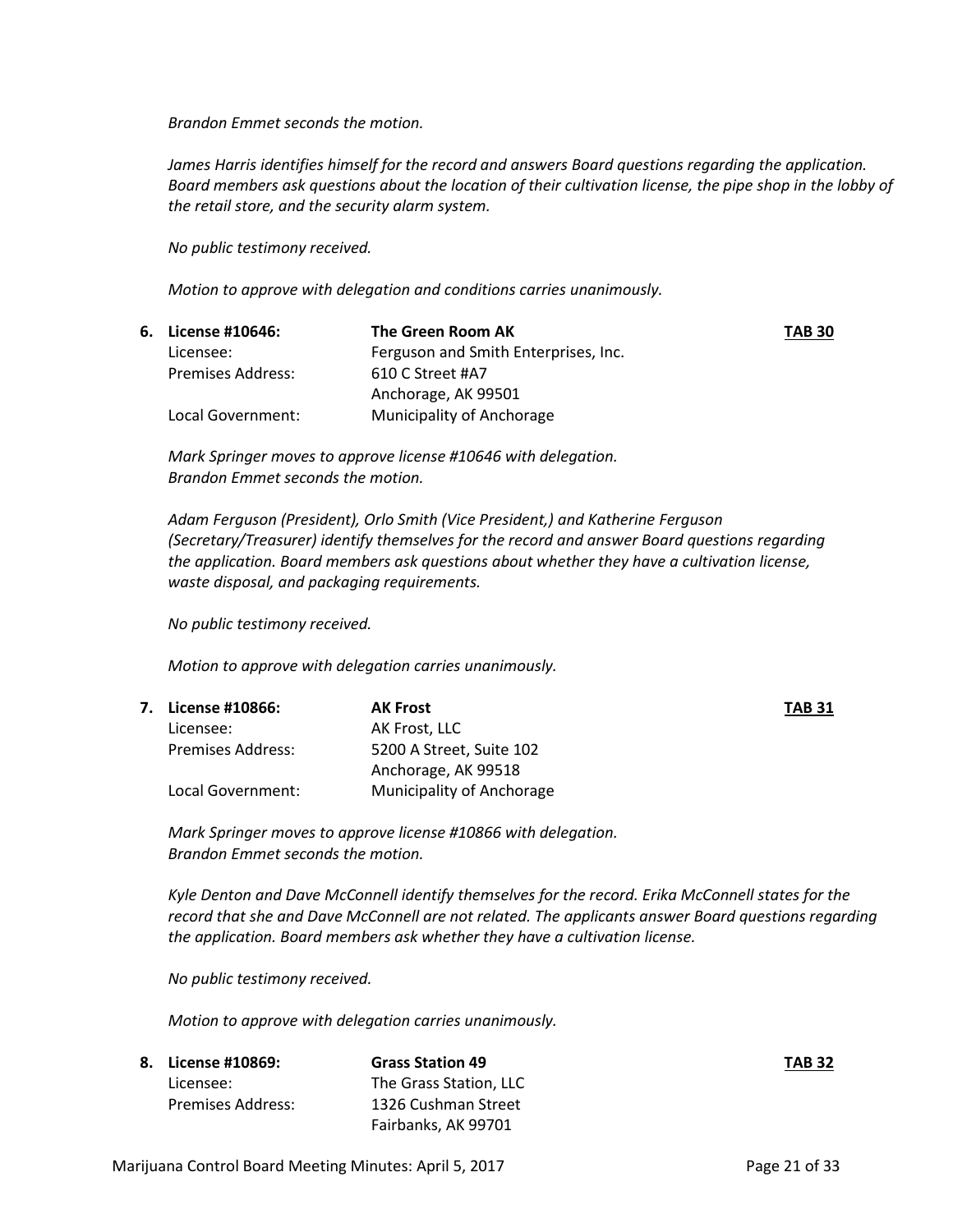*Brandon Emmet seconds the motion.*

*James Harris identifies himself for the record and answers Board questions regarding the application. Board members ask questions about the location of their cultivation license, the pipe shop in the lobby of the retail store, and the security alarm system.*

*No public testimony received.*

*Motion to approve with delegation and conditions carries unanimously.*

6. **License #10646:** **The Green Room AK** **TAB 30**

| | |
|---|---|
| Licensee: | Ferguson and Smith Enterprises, Inc. |
| Premises Address: | 610 C Street #A7<br>Anchorage, AK 99501 |
| Local Government: | Municipality of Anchorage |

*Mark Springer moves to approve license #10646 with delegation.*
*Brandon Emmet seconds the motion.*

*Adam Ferguson (President), Orlo Smith (Vice President,) and Katherine Ferguson (Secretary/Treasurer) identify themselves for the record and answer Board questions regarding the application. Board members ask questions about whether they have a cultivation license, waste disposal, and packaging requirements.*

*No public testimony received.*

*Motion to approve with delegation carries unanimously.*

7. **License #10866:** **AK Frost** **TAB 31**

| | |
|---|---|
| Licensee: | AK Frost, LLC |
| Premises Address: | 5200 A Street, Suite 102<br>Anchorage, AK 99518 |
| Local Government: | Municipality of Anchorage |

*Mark Springer moves to approve license #10866 with delegation.*
*Brandon Emmet seconds the motion.*

*Kyle Denton and Dave McConnell identify themselves for the record. Erika McConnell states for the record that she and Dave McConnell are not related. The applicants answer Board questions regarding the application. Board members ask whether they have a cultivation license.*

*No public testimony received.*

*Motion to approve with delegation carries unanimously.*

8. **License #10869:** **Grass Station 49** **TAB 32**

| | |
|---|---|
| Licensee: | The Grass Station, LLC |
| Premises Address: | 1326 Cushman Street<br>Fairbanks, AK 99701 |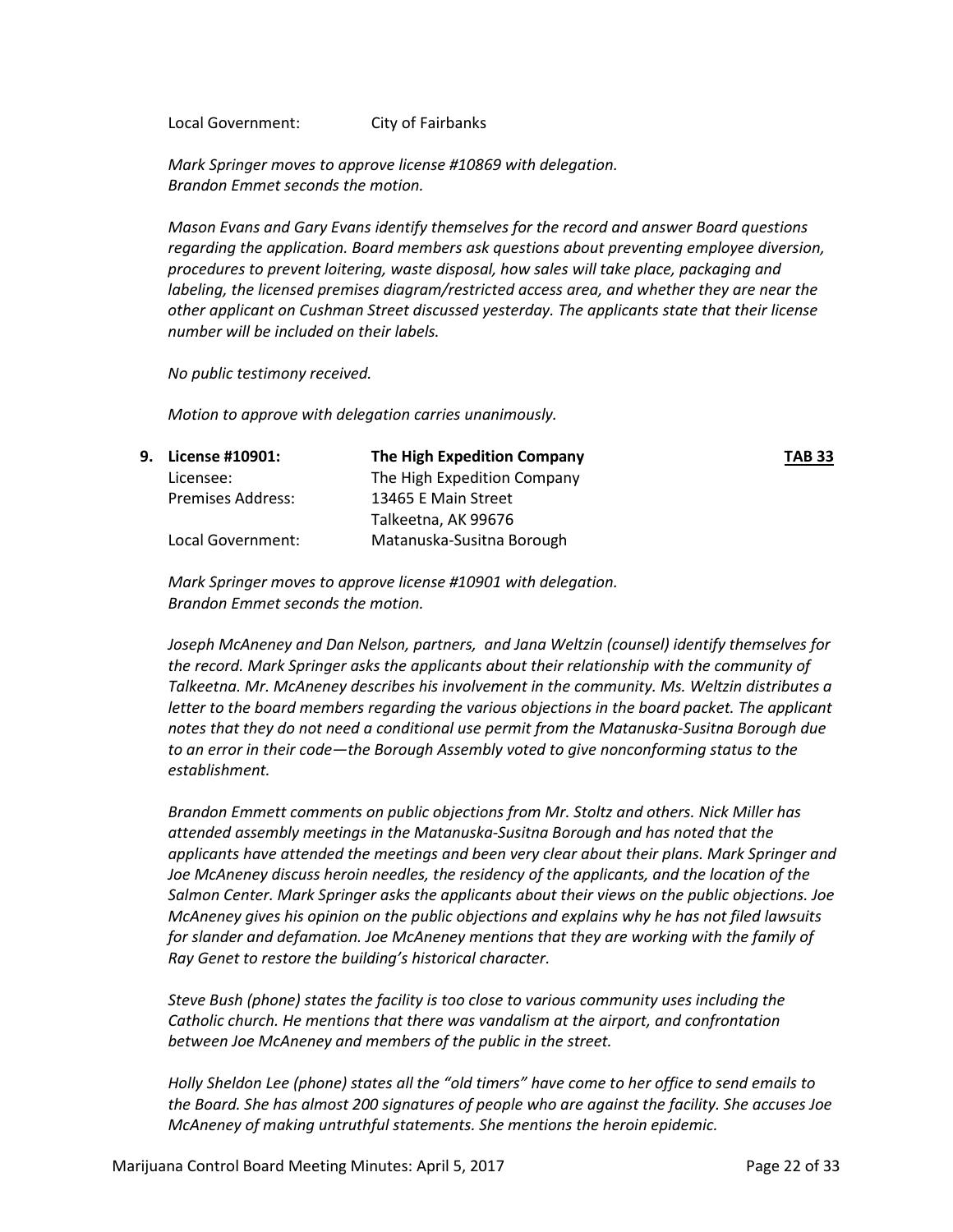Local Government: City of Fairbanks

*Mark Springer moves to approve license #10869 with delegation.*
*Brandon Emmet seconds the motion.*

*Mason Evans and Gary Evans identify themselves for the record and answer Board questions regarding the application. Board members ask questions about preventing employee diversion, procedures to prevent loitering, waste disposal, how sales will take place, packaging and labeling, the licensed premises diagram/restricted access area, and whether they are near the other applicant on Cushman Street discussed yesterday. The applicants state that their license number will be included on their labels.*

*No public testimony received.*

*Motion to approve with delegation carries unanimously.*

**9. License #10901: The High Expedition Company** **TAB 33**

Licensee: The High Expedition Company
Premises Address: 13465 E Main Street
Talkeetna, AK 99676
Local Government: Matanuska-Susitna Borough

*Mark Springer moves to approve license #10901 with delegation.*
*Brandon Emmet seconds the motion.*

*Joseph McAneney and Dan Nelson, partners, and Jana Weltzin (counsel) identify themselves for the record. Mark Springer asks the applicants about their relationship with the community of Talkeetna. Mr. McAneney describes his involvement in the community. Ms. Weltzin distributes a letter to the board members regarding the various objections in the board packet. The applicant notes that they do not need a conditional use permit from the Matanuska-Susitna Borough due to an error in their code—the Borough Assembly voted to give nonconforming status to the establishment.*

*Brandon Emmett comments on public objections from Mr. Stoltz and others. Nick Miller has attended assembly meetings in the Matanuska-Susitna Borough and has noted that the applicants have attended the meetings and been very clear about their plans. Mark Springer and Joe McAneney discuss heroin needles, the residency of the applicants, and the location of the Salmon Center. Mark Springer asks the applicants about their views on the public objections. Joe McAneney gives his opinion on the public objections and explains why he has not filed lawsuits for slander and defamation. Joe McAneney mentions that they are working with the family of Ray Genet to restore the building's historical character.*

*Steve Bush (phone) states the facility is too close to various community uses including the Catholic church. He mentions that there was vandalism at the airport, and confrontation between Joe McAneney and members of the public in the street.*

*Holly Sheldon Lee (phone) states all the "old timers" have come to her office to send emails to the Board. She has almost 200 signatures of people who are against the facility. She accuses Joe McAneney of making untruthful statements. She mentions the heroin epidemic.*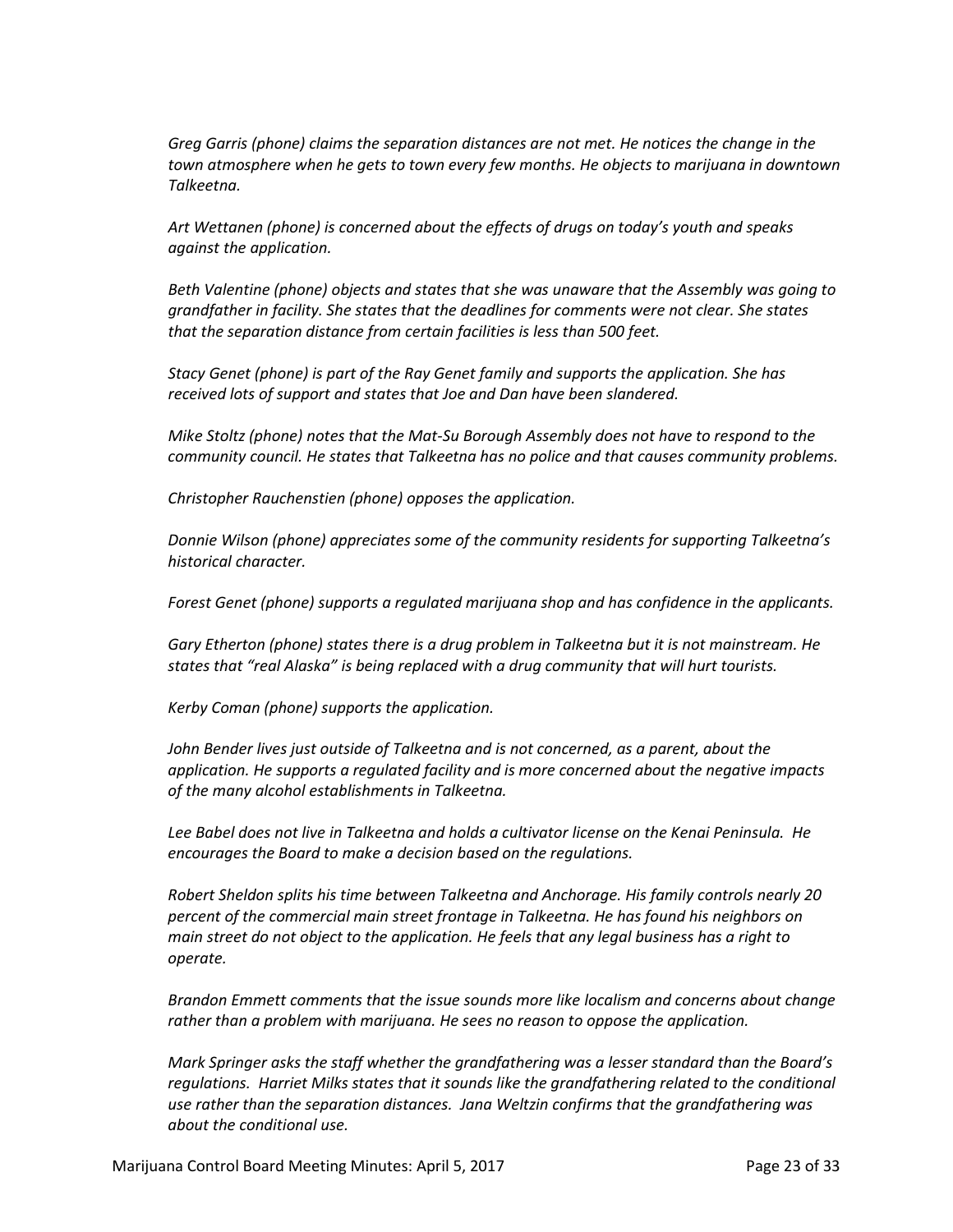*Greg Garris (phone) claims the separation distances are not met. He notices the change in the town atmosphere when he gets to town every few months. He objects to marijuana in downtown Talkeetna.*

*Art Wettanen (phone) is concerned about the effects of drugs on today's youth and speaks against the application.*

*Beth Valentine (phone) objects and states that she was unaware that the Assembly was going to grandfather in facility. She states that the deadlines for comments were not clear. She states that the separation distance from certain facilities is less than 500 feet.*

*Stacy Genet (phone) is part of the Ray Genet family and supports the application. She has received lots of support and states that Joe and Dan have been slandered.*

*Mike Stoltz (phone) notes that the Mat-Su Borough Assembly does not have to respond to the community council. He states that Talkeetna has no police and that causes community problems.*

*Christopher Rauchenstien (phone) opposes the application.*

*Donnie Wilson (phone) appreciates some of the community residents for supporting Talkeetna's historical character.*

*Forest Genet (phone) supports a regulated marijuana shop and has confidence in the applicants.*

*Gary Etherton (phone) states there is a drug problem in Talkeetna but it is not mainstream. He states that "real Alaska" is being replaced with a drug community that will hurt tourists.*

*Kerby Coman (phone) supports the application.*

*John Bender lives just outside of Talkeetna and is not concerned, as a parent, about the application. He supports a regulated facility and is more concerned about the negative impacts of the many alcohol establishments in Talkeetna.*

*Lee Babel does not live in Talkeetna and holds a cultivator license on the Kenai Peninsula. He encourages the Board to make a decision based on the regulations.*

*Robert Sheldon splits his time between Talkeetna and Anchorage. His family controls nearly 20 percent of the commercial main street frontage in Talkeetna. He has found his neighbors on main street do not object to the application. He feels that any legal business has a right to operate.*

*Brandon Emmett comments that the issue sounds more like localism and concerns about change rather than a problem with marijuana. He sees no reason to oppose the application.*

*Mark Springer asks the staff whether the grandfathering was a lesser standard than the Board's regulations. Harriet Milks states that it sounds like the grandfathering related to the conditional use rather than the separation distances. Jana Weltzin confirms that the grandfathering was about the conditional use.*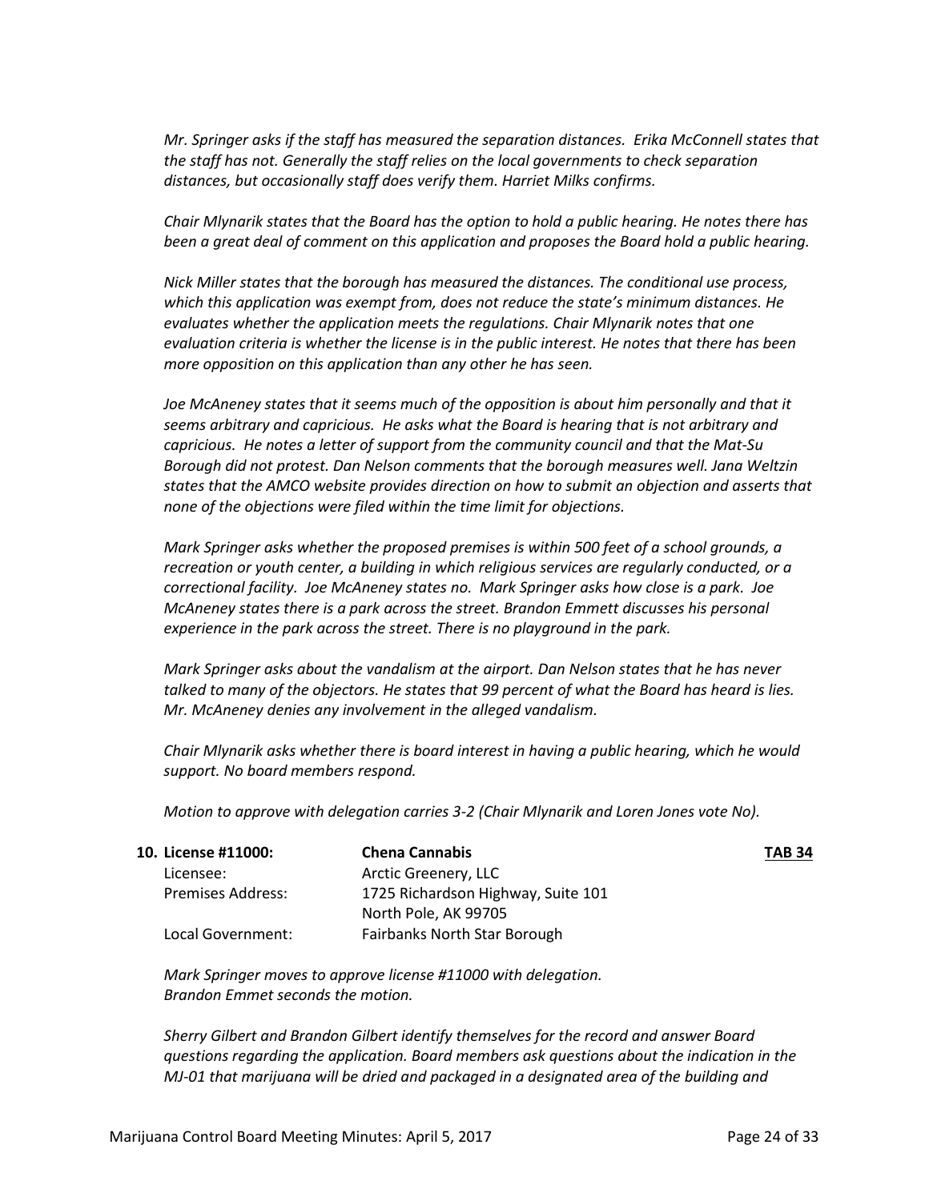*Mr. Springer asks if the staff has measured the separation distances. Erika McConnell states that the staff has not. Generally the staff relies on the local governments to check separation distances, but occasionally staff does verify them. Harriet Milks confirms.*

*Chair Mlynarik states that the Board has the option to hold a public hearing. He notes there has been a great deal of comment on this application and proposes the Board hold a public hearing.*

*Nick Miller states that the borough has measured the distances. The conditional use process, which this application was exempt from, does not reduce the state's minimum distances. He evaluates whether the application meets the regulations. Chair Mlynarik notes that one evaluation criteria is whether the license is in the public interest. He notes that there has been more opposition on this application than any other he has seen.*

*Joe McAneney states that it seems much of the opposition is about him personally and that it seems arbitrary and capricious. He asks what the Board is hearing that is not arbitrary and capricious. He notes a letter of support from the community council and that the Mat-Su Borough did not protest. Dan Nelson comments that the borough measures well. Jana Weltzin states that the AMCO website provides direction on how to submit an objection and asserts that none of the objections were filed within the time limit for objections.*

*Mark Springer asks whether the proposed premises is within 500 feet of a school grounds, a recreation or youth center, a building in which religious services are regularly conducted, or a correctional facility. Joe McAneney states no. Mark Springer asks how close is a park. Joe McAneney states there is a park across the street. Brandon Emmett discusses his personal experience in the park across the street. There is no playground in the park.*

*Mark Springer asks about the vandalism at the airport. Dan Nelson states that he has never talked to many of the objectors. He states that 99 percent of what the Board has heard is lies. Mr. McAneney denies any involvement in the alleged vandalism.*

*Chair Mlynarik asks whether there is board interest in having a public hearing, which he would support. No board members respond.*

*Motion to approve with delegation carries 3-2 (Chair Mlynarik and Loren Jones vote No).*

**10. License #11000:** **Chena Cannabis** **TAB 34**

Licensee: Arctic Greenery, LLC
Premises Address: 1725 Richardson Highway, Suite 101
North Pole, AK 99705
Local Government: Fairbanks North Star Borough

*Mark Springer moves to approve license #11000 with delegation.*
*Brandon Emmet seconds the motion.*

*Sherry Gilbert and Brandon Gilbert identify themselves for the record and answer Board questions regarding the application. Board members ask questions about the indication in the MJ-01 that marijuana will be dried and packaged in a designated area of the building and*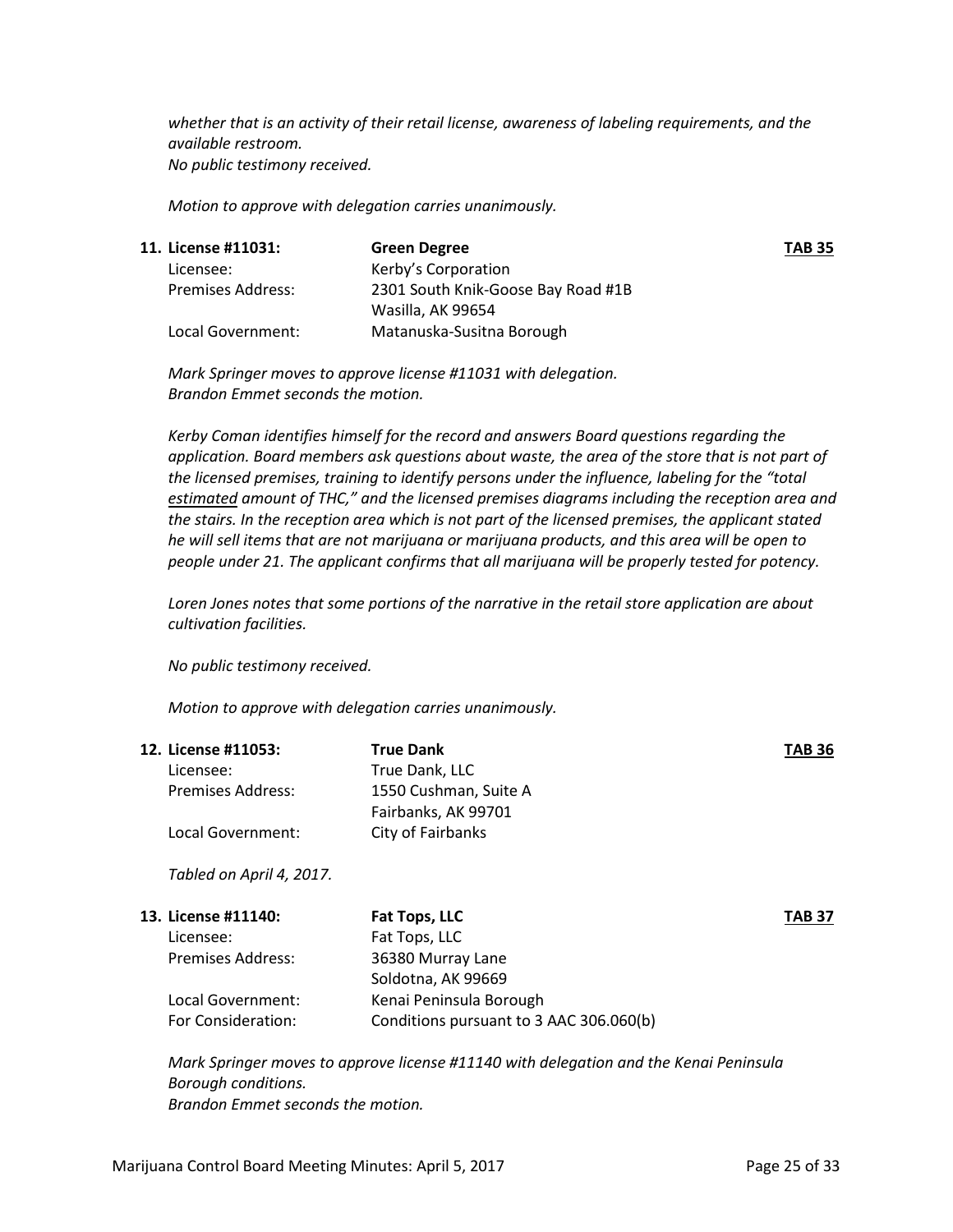*whether that is an activity of their retail license, awareness of labeling requirements, and the available restroom.*
*No public testimony received.*

*Motion to approve with delegation carries unanimously.*

**11. License #11031:** **Green Degree** **TAB 35**

| | |
|---|---|
| Licensee: | Kerby's Corporation |
| Premises Address: | 2301 South Knik-Goose Bay Road #1B<br>Wasilla, AK 99654 |
| Local Government: | Matanuska-Susitna Borough |

*Mark Springer moves to approve license #11031 with delegation.*
*Brandon Emmet seconds the motion.*

*Kerby Coman identifies himself for the record and answers Board questions regarding the application. Board members ask questions about waste, the area of the store that is not part of the licensed premises, training to identify persons under the influence, labeling for the "total estimated amount of THC," and the licensed premises diagrams including the reception area and the stairs. In the reception area which is not part of the licensed premises, the applicant stated he will sell items that are not marijuana or marijuana products, and this area will be open to people under 21. The applicant confirms that all marijuana will be properly tested for potency.*

*Loren Jones notes that some portions of the narrative in the retail store application are about cultivation facilities.*

*No public testimony received.*

*Motion to approve with delegation carries unanimously.*

**12. License #11053:** **True Dank** **TAB 36**

| | |
|---|---|
| Licensee: | True Dank, LLC |
| Premises Address: | 1550 Cushman, Suite A<br>Fairbanks, AK 99701 |
| Local Government: | City of Fairbanks |

*Tabled on April 4, 2017.*

**13. License #11140:** **Fat Tops, LLC** **TAB 37**

| | |
|---|---|
| Licensee: | Fat Tops, LLC |
| Premises Address: | 36380 Murray Lane<br>Soldotna, AK 99669 |
| Local Government: | Kenai Peninsula Borough |
| For Consideration: | Conditions pursuant to 3 AAC 306.060(b) |

*Mark Springer moves to approve license #11140 with delegation and the Kenai Peninsula Borough conditions.*
*Brandon Emmet seconds the motion.*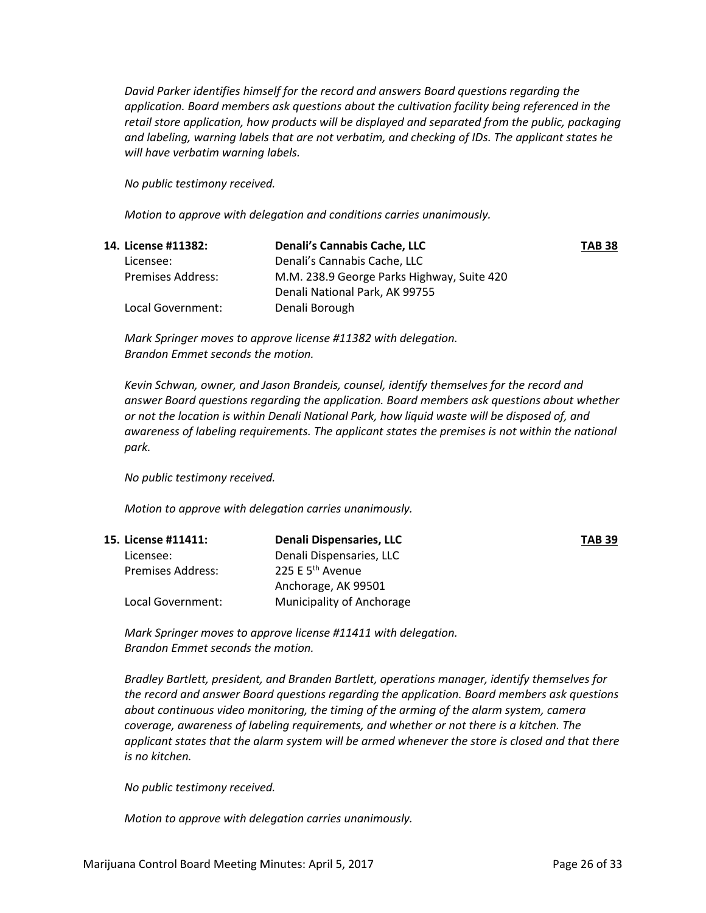*David Parker identifies himself for the record and answers Board questions regarding the application. Board members ask questions about the cultivation facility being referenced in the retail store application, how products will be displayed and separated from the public, packaging and labeling, warning labels that are not verbatim, and checking of IDs. The applicant states he will have verbatim warning labels.*

*No public testimony received.*

*Motion to approve with delegation and conditions carries unanimously.*

**14. License #11382:** **Denali's Cannabis Cache, LLC** **TAB 38**

Licensee: Denali's Cannabis Cache, LLC
Premises Address: M.M. 238.9 George Parks Highway, Suite 420
Denali National Park, AK 99755
Local Government: Denali Borough

*Mark Springer moves to approve license #11382 with delegation.*
*Brandon Emmet seconds the motion.*

*Kevin Schwan, owner, and Jason Brandeis, counsel, identify themselves for the record and answer Board questions regarding the application. Board members ask questions about whether or not the location is within Denali National Park, how liquid waste will be disposed of, and awareness of labeling requirements. The applicant states the premises is not within the national park.*

*No public testimony received.*

*Motion to approve with delegation carries unanimously.*

**15. License #11411:** **Denali Dispensaries, LLC** **TAB 39**

Licensee: Denali Dispensaries, LLC
Premises Address: 225 E 5th Avenue
Anchorage, AK 99501
Local Government: Municipality of Anchorage

*Mark Springer moves to approve license #11411 with delegation.*
*Brandon Emmet seconds the motion.*

*Bradley Bartlett, president, and Branden Bartlett, operations manager, identify themselves for the record and answer Board questions regarding the application. Board members ask questions about continuous video monitoring, the timing of the arming of the alarm system, camera coverage, awareness of labeling requirements, and whether or not there is a kitchen. The applicant states that the alarm system will be armed whenever the store is closed and that there is no kitchen.*

*No public testimony received.*

*Motion to approve with delegation carries unanimously.*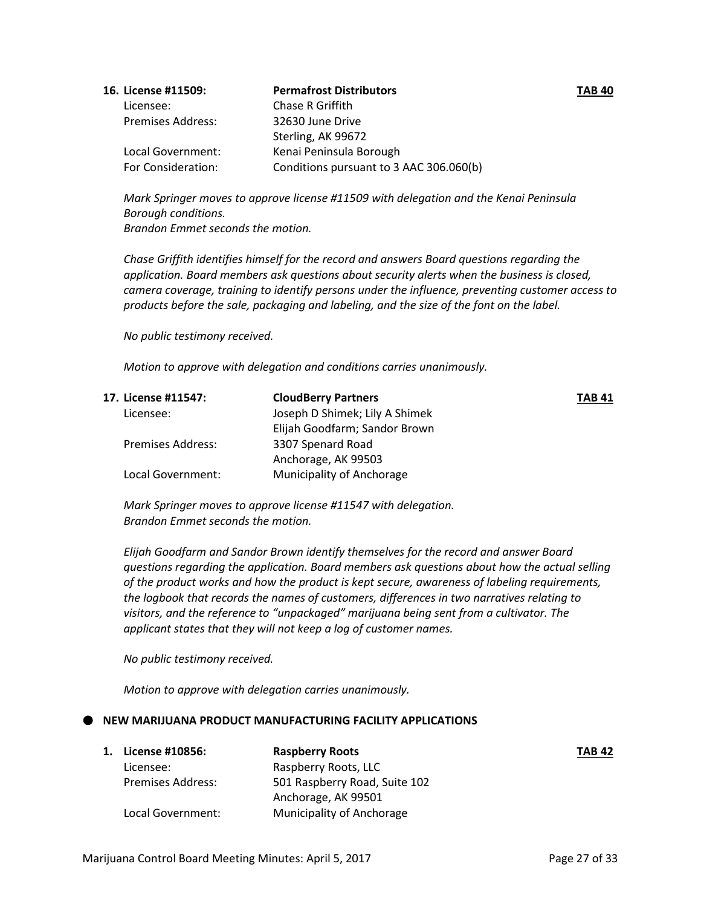**16. License #11509: Permafrost Distributors** **TAB 40**

Licensee: Chase R Griffith
Premises Address: 32630 June Drive
Sterling, AK 99672
Local Government: Kenai Peninsula Borough
For Consideration: Conditions pursuant to 3 AAC 306.060(b)

*Mark Springer moves to approve license #11509 with delegation and the Kenai Peninsula Borough conditions.*
*Brandon Emmet seconds the motion.*

*Chase Griffith identifies himself for the record and answers Board questions regarding the application. Board members ask questions about security alerts when the business is closed, camera coverage, training to identify persons under the influence, preventing customer access to products before the sale, packaging and labeling, and the size of the font on the label.*

*No public testimony received.*

*Motion to approve with delegation and conditions carries unanimously.*

**17. License #11547: CloudBerry Partners** **TAB 41**

Licensee: Joseph D Shimek; Lily A Shimek
Elijah Goodfarm; Sandor Brown
Premises Address: 3307 Spenard Road
Anchorage, AK 99503
Local Government: Municipality of Anchorage

*Mark Springer moves to approve license #11547 with delegation.*
*Brandon Emmet seconds the motion.*

*Elijah Goodfarm and Sandor Brown identify themselves for the record and answer Board questions regarding the application. Board members ask questions about how the actual selling of the product works and how the product is kept secure, awareness of labeling requirements, the logbook that records the names of customers, differences in two narratives relating to visitors, and the reference to "unpackaged" marijuana being sent from a cultivator. The applicant states that they will not keep a log of customer names.*

*No public testimony received.*

*Motion to approve with delegation carries unanimously.*

- **NEW MARIJUANA PRODUCT MANUFACTURING FACILITY APPLICATIONS**

**1. License #10856: Raspberry Roots** **TAB 42**

Licensee: Raspberry Roots, LLC
Premises Address: 501 Raspberry Road, Suite 102
Anchorage, AK 99501
Local Government: Municipality of Anchorage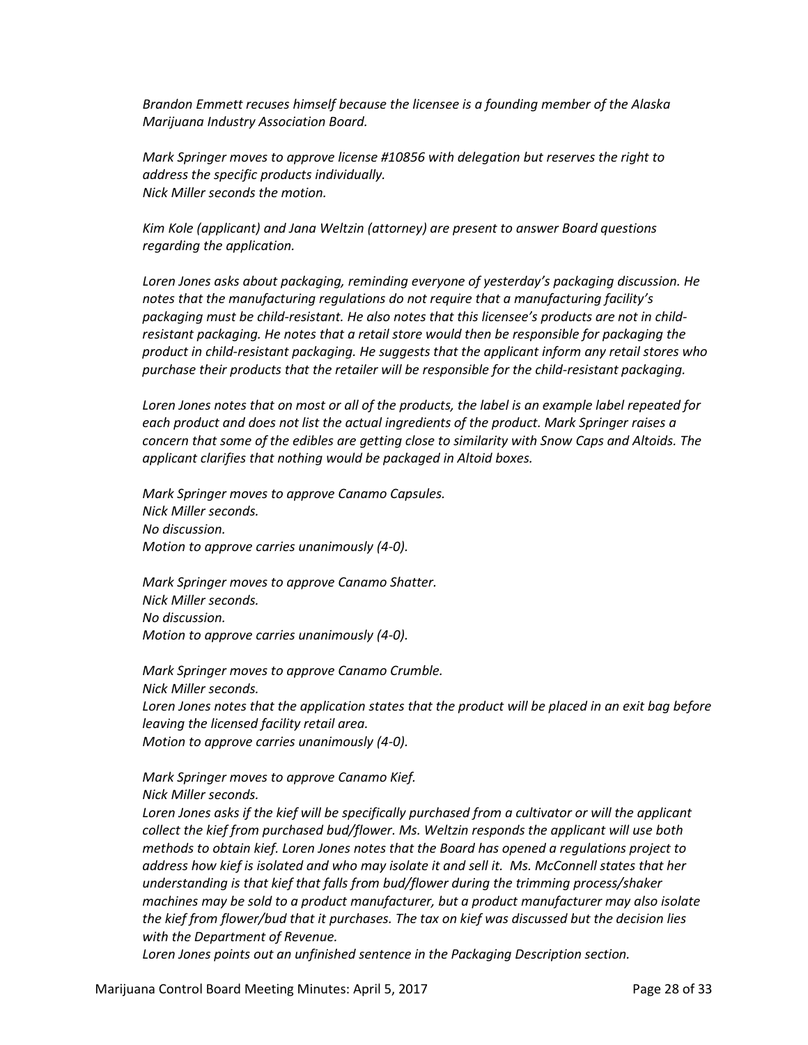*Brandon Emmett recuses himself because the licensee is a founding member of the Alaska Marijuana Industry Association Board.*

*Mark Springer moves to approve license #10856 with delegation but reserves the right to address the specific products individually.*
*Nick Miller seconds the motion.*

*Kim Kole (applicant) and Jana Weltzin (attorney) are present to answer Board questions regarding the application.*

*Loren Jones asks about packaging, reminding everyone of yesterday's packaging discussion. He notes that the manufacturing regulations do not require that a manufacturing facility's packaging must be child-resistant. He also notes that this licensee's products are not in child-resistant packaging. He notes that a retail store would then be responsible for packaging the product in child-resistant packaging. He suggests that the applicant inform any retail stores who purchase their products that the retailer will be responsible for the child-resistant packaging.*

*Loren Jones notes that on most or all of the products, the label is an example label repeated for each product and does not list the actual ingredients of the product. Mark Springer raises a concern that some of the edibles are getting close to similarity with Snow Caps and Altoids. The applicant clarifies that nothing would be packaged in Altoid boxes.*

*Mark Springer moves to approve Canamo Capsules.*
*Nick Miller seconds.*
*No discussion.*
*Motion to approve carries unanimously (4-0).*

*Mark Springer moves to approve Canamo Shatter.*
*Nick Miller seconds.*
*No discussion.*
*Motion to approve carries unanimously (4-0).*

*Mark Springer moves to approve Canamo Crumble.*
*Nick Miller seconds.*
*Loren Jones notes that the application states that the product will be placed in an exit bag before leaving the licensed facility retail area.*
*Motion to approve carries unanimously (4-0).*

*Mark Springer moves to approve Canamo Kief.*
*Nick Miller seconds.*
*Loren Jones asks if the kief will be specifically purchased from a cultivator or will the applicant collect the kief from purchased bud/flower. Ms. Weltzin responds the applicant will use both methods to obtain kief. Loren Jones notes that the Board has opened a regulations project to address how kief is isolated and who may isolate it and sell it. Ms. McConnell states that her understanding is that kief that falls from bud/flower during the trimming process/shaker machines may be sold to a product manufacturer, but a product manufacturer may also isolate the kief from flower/bud that it purchases. The tax on kief was discussed but the decision lies with the Department of Revenue.*
*Loren Jones points out an unfinished sentence in the Packaging Description section.*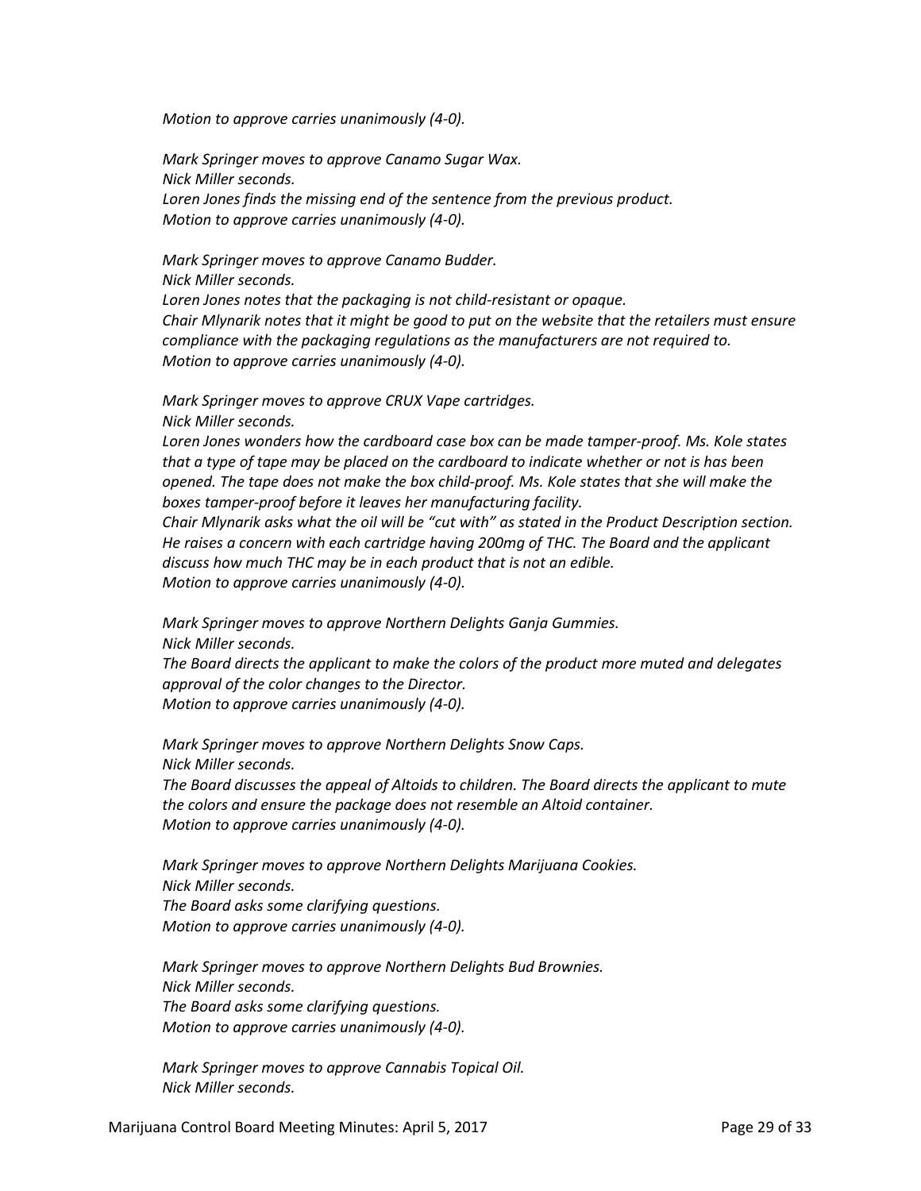*Motion to approve carries unanimously (4-0).*

*Mark Springer moves to approve Canamo Sugar Wax.*
*Nick Miller seconds.*
*Loren Jones finds the missing end of the sentence from the previous product.*
*Motion to approve carries unanimously (4-0).*

*Mark Springer moves to approve Canamo Budder.*
*Nick Miller seconds.*
*Loren Jones notes that the packaging is not child-resistant or opaque.*
*Chair Mlynarik notes that it might be good to put on the website that the retailers must ensure compliance with the packaging regulations as the manufacturers are not required to.*
*Motion to approve carries unanimously (4-0).*

*Mark Springer moves to approve CRUX Vape cartridges.*
*Nick Miller seconds.*
*Loren Jones wonders how the cardboard case box can be made tamper-proof. Ms. Kole states that a type of tape may be placed on the cardboard to indicate whether or not is has been opened. The tape does not make the box child-proof. Ms. Kole states that she will make the boxes tamper-proof before it leaves her manufacturing facility.*
*Chair Mlynarik asks what the oil will be "cut with" as stated in the Product Description section. He raises a concern with each cartridge having 200mg of THC. The Board and the applicant discuss how much THC may be in each product that is not an edible.*
*Motion to approve carries unanimously (4-0).*

*Mark Springer moves to approve Northern Delights Ganja Gummies.*
*Nick Miller seconds.*
*The Board directs the applicant to make the colors of the product more muted and delegates approval of the color changes to the Director.*
*Motion to approve carries unanimously (4-0).*

*Mark Springer moves to approve Northern Delights Snow Caps.*
*Nick Miller seconds.*
*The Board discusses the appeal of Altoids to children. The Board directs the applicant to mute the colors and ensure the package does not resemble an Altoid container.*
*Motion to approve carries unanimously (4-0).*

*Mark Springer moves to approve Northern Delights Marijuana Cookies.*
*Nick Miller seconds.*
*The Board asks some clarifying questions.*
*Motion to approve carries unanimously (4-0).*

*Mark Springer moves to approve Northern Delights Bud Brownies.*
*Nick Miller seconds.*
*The Board asks some clarifying questions.*
*Motion to approve carries unanimously (4-0).*

*Mark Springer moves to approve Cannabis Topical Oil.*
*Nick Miller seconds.*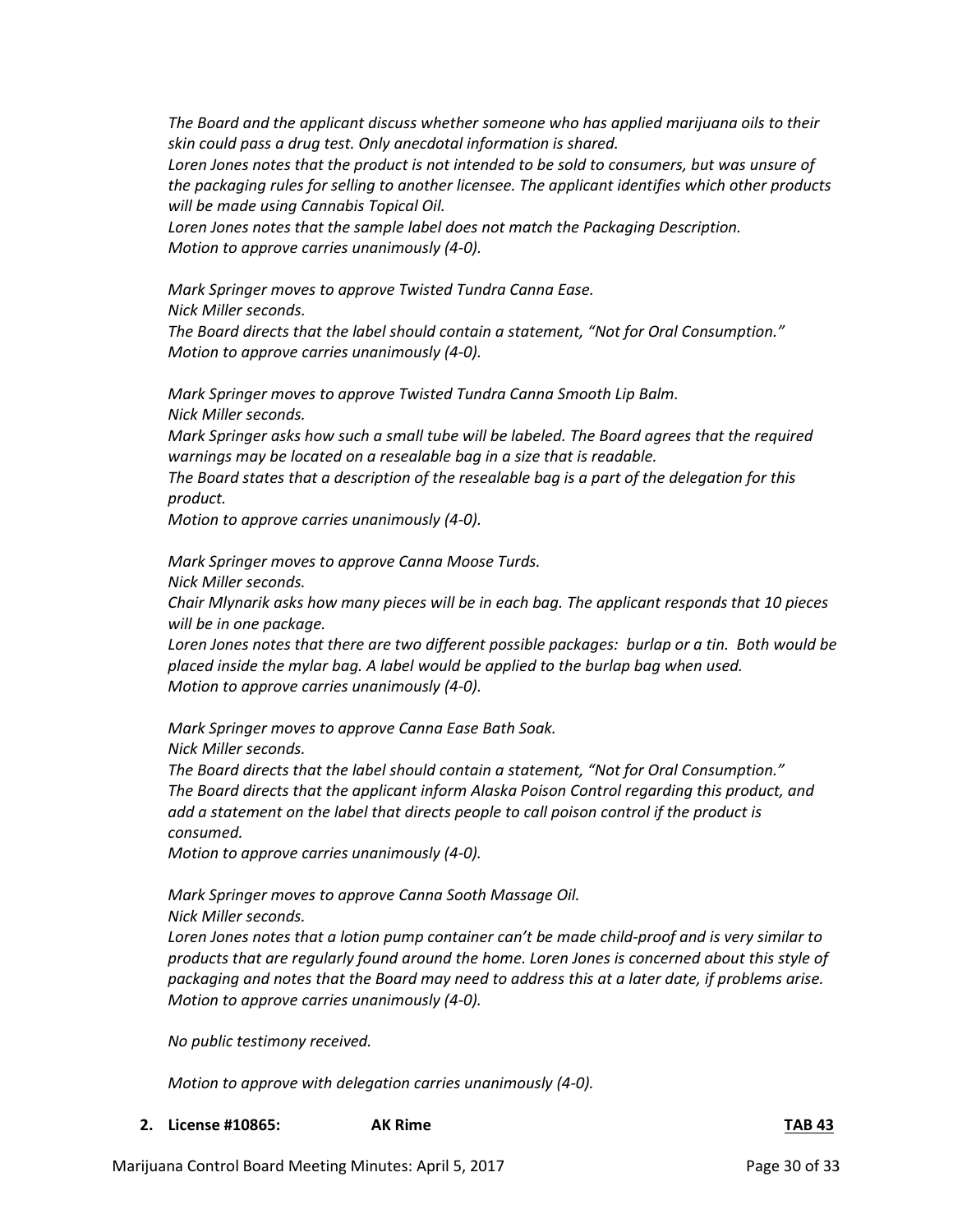*The Board and the applicant discuss whether someone who has applied marijuana oils to their skin could pass a drug test. Only anecdotal information is shared.*
*Loren Jones notes that the product is not intended to be sold to consumers, but was unsure of the packaging rules for selling to another licensee. The applicant identifies which other products will be made using Cannabis Topical Oil.*
*Loren Jones notes that the sample label does not match the Packaging Description.*
*Motion to approve carries unanimously (4-0).*

*Mark Springer moves to approve Twisted Tundra Canna Ease.*
*Nick Miller seconds.*
*The Board directs that the label should contain a statement, "Not for Oral Consumption."*
*Motion to approve carries unanimously (4-0).*

*Mark Springer moves to approve Twisted Tundra Canna Smooth Lip Balm.*
*Nick Miller seconds.*
*Mark Springer asks how such a small tube will be labeled. The Board agrees that the required warnings may be located on a resealable bag in a size that is readable.*
*The Board states that a description of the resealable bag is a part of the delegation for this product.*
*Motion to approve carries unanimously (4-0).*

*Mark Springer moves to approve Canna Moose Turds.*
*Nick Miller seconds.*
*Chair Mlynarik asks how many pieces will be in each bag. The applicant responds that 10 pieces will be in one package.*
*Loren Jones notes that there are two different possible packages: burlap or a tin. Both would be placed inside the mylar bag. A label would be applied to the burlap bag when used.*
*Motion to approve carries unanimously (4-0).*

*Mark Springer moves to approve Canna Ease Bath Soak.*
*Nick Miller seconds.*
*The Board directs that the label should contain a statement, "Not for Oral Consumption."*
*The Board directs that the applicant inform Alaska Poison Control regarding this product, and add a statement on the label that directs people to call poison control if the product is consumed.*
*Motion to approve carries unanimously (4-0).*

*Mark Springer moves to approve Canna Sooth Massage Oil.*
*Nick Miller seconds.*
*Loren Jones notes that a lotion pump container can't be made child-proof and is very similar to products that are regularly found around the home. Loren Jones is concerned about this style of packaging and notes that the Board may need to address this at a later date, if problems arise.*
*Motion to approve carries unanimously (4-0).*

*No public testimony received.*

*Motion to approve with delegation carries unanimously (4-0).*

**2. License #10865: AK Rime** **TAB 43**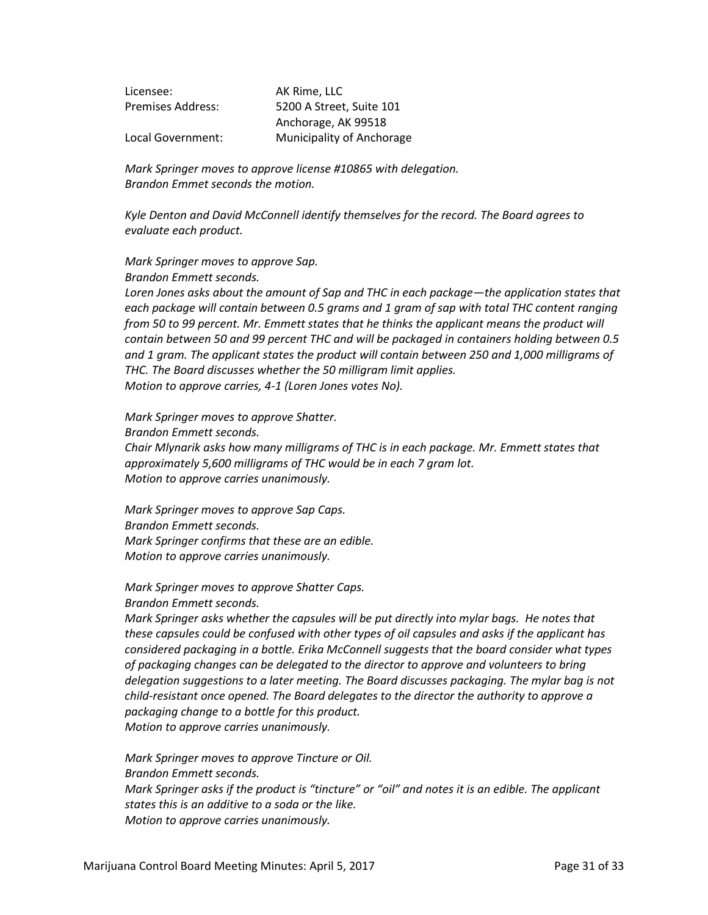| | |
|---|---|
| Licensee: | AK Rime, LLC |
| Premises Address: | 5200 A Street, Suite 101<br>Anchorage, AK 99518 |
| Local Government: | Municipality of Anchorage |

*Mark Springer moves to approve license #10865 with delegation.*
*Brandon Emmet seconds the motion.*

*Kyle Denton and David McConnell identify themselves for the record. The Board agrees to evaluate each product.*

*Mark Springer moves to approve Sap.*
*Brandon Emmett seconds.*
*Loren Jones asks about the amount of Sap and THC in each package—the application states that each package will contain between 0.5 grams and 1 gram of sap with total THC content ranging from 50 to 99 percent. Mr. Emmett states that he thinks the applicant means the product will contain between 50 and 99 percent THC and will be packaged in containers holding between 0.5 and 1 gram. The applicant states the product will contain between 250 and 1,000 milligrams of THC. The Board discusses whether the 50 milligram limit applies.*
*Motion to approve carries, 4-1 (Loren Jones votes No).*

*Mark Springer moves to approve Shatter.*
*Brandon Emmett seconds.*
*Chair Mlynarik asks how many milligrams of THC is in each package. Mr. Emmett states that approximately 5,600 milligrams of THC would be in each 7 gram lot.*
*Motion to approve carries unanimously.*

*Mark Springer moves to approve Sap Caps.*
*Brandon Emmett seconds.*
*Mark Springer confirms that these are an edible.*
*Motion to approve carries unanimously.*

*Mark Springer moves to approve Shatter Caps.*
*Brandon Emmett seconds.*
*Mark Springer asks whether the capsules will be put directly into mylar bags. He notes that these capsules could be confused with other types of oil capsules and asks if the applicant has considered packaging in a bottle. Erika McConnell suggests that the board consider what types of packaging changes can be delegated to the director to approve and volunteers to bring delegation suggestions to a later meeting. The Board discusses packaging. The mylar bag is not child-resistant once opened. The Board delegates to the director the authority to approve a packaging change to a bottle for this product.*
*Motion to approve carries unanimously.*

*Mark Springer moves to approve Tincture or Oil.*
*Brandon Emmett seconds.*
*Mark Springer asks if the product is "tincture" or "oil" and notes it is an edible. The applicant states this is an additive to a soda or the like.*
*Motion to approve carries unanimously.*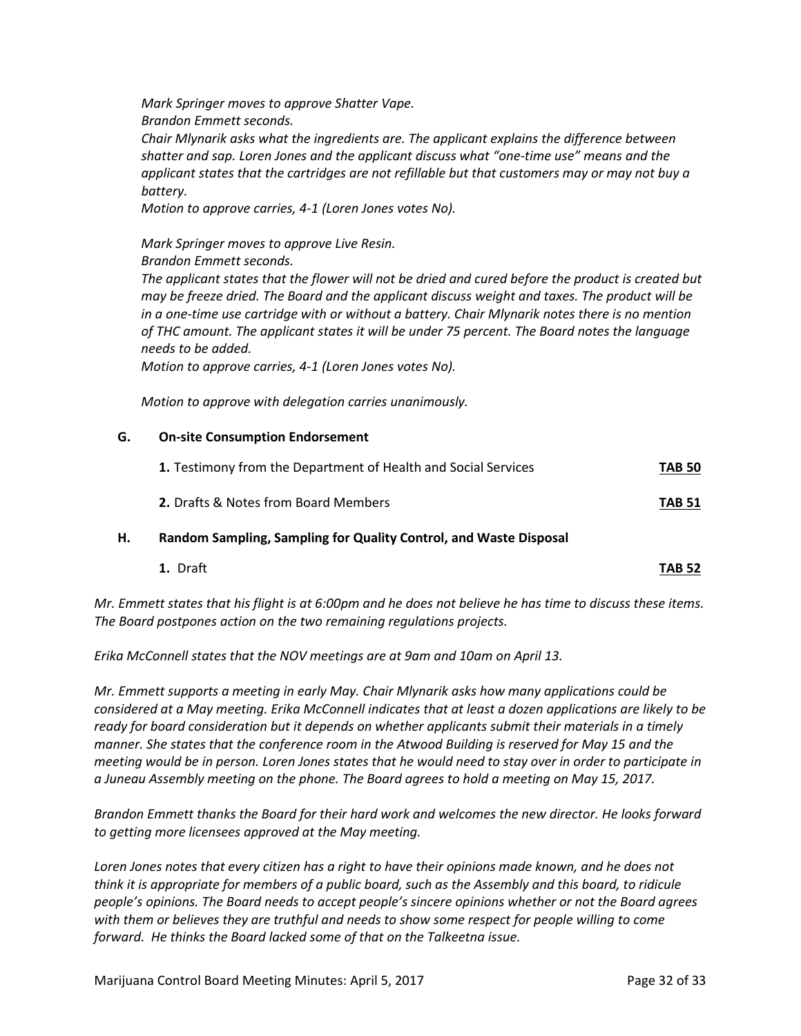*Mark Springer moves to approve Shatter Vape.*
*Brandon Emmett seconds.*
*Chair Mlynarik asks what the ingredients are. The applicant explains the difference between shatter and sap. Loren Jones and the applicant discuss what "one-time use" means and the applicant states that the cartridges are not refillable but that customers may or may not buy a battery.*
*Motion to approve carries, 4-1 (Loren Jones votes No).*

*Mark Springer moves to approve Live Resin.*
*Brandon Emmett seconds.*
*The applicant states that the flower will not be dried and cured before the product is created but may be freeze dried. The Board and the applicant discuss weight and taxes. The product will be in a one-time use cartridge with or without a battery. Chair Mlynarik notes there is no mention of THC amount. The applicant states it will be under 75 percent. The Board notes the language needs to be added.*
*Motion to approve carries, 4-1 (Loren Jones votes No).*

*Motion to approve with delegation carries unanimously.*

**G. On-site Consumption Endorsement**

| | |
|---|---|
| **1.** Testimony from the Department of Health and Social Services | **TAB 50** |
| **2.** Drafts & Notes from Board Members | **TAB 51** |

**H. Random Sampling, Sampling for Quality Control, and Waste Disposal**

| | |
|---|---|
| **1.** Draft | **TAB 52** |

*Mr. Emmett states that his flight is at 6:00pm and he does not believe he has time to discuss these items. The Board postpones action on the two remaining regulations projects.*

*Erika McConnell states that the NOV meetings are at 9am and 10am on April 13.*

*Mr. Emmett supports a meeting in early May. Chair Mlynarik asks how many applications could be considered at a May meeting. Erika McConnell indicates that at least a dozen applications are likely to be ready for board consideration but it depends on whether applicants submit their materials in a timely manner. She states that the conference room in the Atwood Building is reserved for May 15 and the meeting would be in person. Loren Jones states that he would need to stay over in order to participate in a Juneau Assembly meeting on the phone. The Board agrees to hold a meeting on May 15, 2017.*

*Brandon Emmett thanks the Board for their hard work and welcomes the new director. He looks forward to getting more licensees approved at the May meeting.*

*Loren Jones notes that every citizen has a right to have their opinions made known, and he does not think it is appropriate for members of a public board, such as the Assembly and this board, to ridicule people's opinions. The Board needs to accept people's sincere opinions whether or not the Board agrees with them or believes they are truthful and needs to show some respect for people willing to come forward. He thinks the Board lacked some of that on the Talkeetna issue.*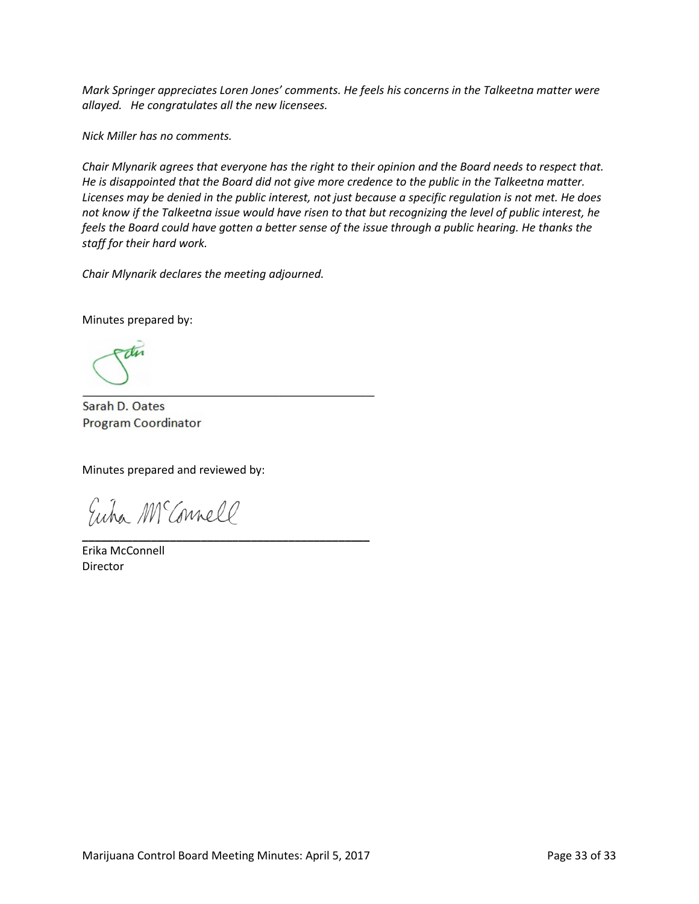*Mark Springer appreciates Loren Jones' comments. He feels his concerns in the Talkeetna matter were allayed. He congratulates all the new licensees.*

*Nick Miller has no comments.*

*Chair Mlynarik agrees that everyone has the right to their opinion and the Board needs to respect that. He is disappointed that the Board did not give more credence to the public in the Talkeetna matter. Licenses may be denied in the public interest, not just because a specific regulation is not met. He does not know if the Talkeetna issue would have risen to that but recognizing the level of public interest, he feels the Board could have gotten a better sense of the issue through a public hearing. He thanks the staff for their hard work.*

*Chair Mlynarik declares the meeting adjourned.*

Minutes prepared by:

\_\_\_\_\_\_\_\_\_\_\_\_\_\_\_\_\_\_\_\_\_\_\_\_\_\_\_\_\_\_\_\_\_\_\_\_\_\_\_\_\_\_\_\_
Sarah D. Oates
Program Coordinator

Minutes prepared and reviewed by:

\_\_\_\_\_\_\_\_\_\_\_\_\_\_\_\_\_\_\_\_\_\_\_\_\_\_\_\_\_\_\_\_\_\_\_\_\_\_\_\_\_\_\_\_
Erika McConnell
Director